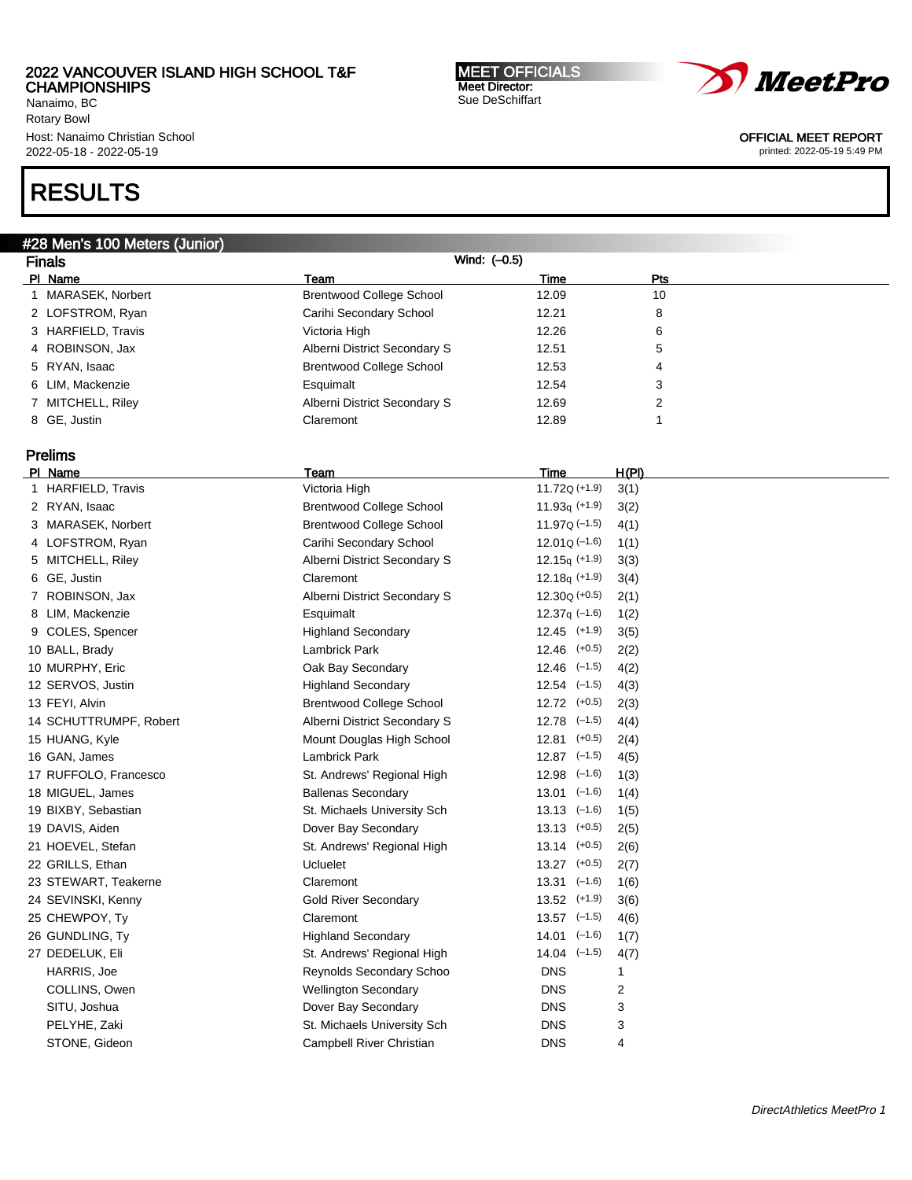2022 VANCOUVER ISLAND HIGH SCHOOL T&F CHAMPIONSHIPS
Nanaimo, BC
Rotary Bowl
Host: Nanaimo Christian School
2022-05-18 - 2022-05-19

MEET OFFICIALS
Meet Director:
Sue DeSchiffart

MeetPro

OFFICIAL MEET REPORT
printed: 2022-05-19 5:49 PM

# RESULTS

## #28 Men's 100 Meters (Junior)

### Finals

Wind: (–0.5)

| Pl | Name | Team | Time | Pts |
|---|---|---|---|---|
| 1 | MARASEK, Norbert | Brentwood College School | 12.09 | 10 |
| 2 | LOFSTROM, Ryan | Carihi Secondary School | 12.21 | 8 |
| 3 | HARFIELD, Travis | Victoria High | 12.26 | 6 |
| 4 | ROBINSON, Jax | Alberni District Secondary S | 12.51 | 5 |
| 5 | RYAN, Isaac | Brentwood College School | 12.53 | 4 |
| 6 | LIM, Mackenzie | Esquimalt | 12.54 | 3 |
| 7 | MITCHELL, Riley | Alberni District Secondary S | 12.69 | 2 |
| 8 | GE, Justin | Claremont | 12.89 | 1 |

### Prelims

| Pl | Name | Team | Time | H(Pl) |
|---|---|---|---|---|
| 1 | HARFIELD, Travis | Victoria High | 11.72Q (+1.9) | 3(1) |
| 2 | RYAN, Isaac | Brentwood College School | 11.93q (+1.9) | 3(2) |
| 3 | MARASEK, Norbert | Brentwood College School | 11.97Q (–1.5) | 4(1) |
| 4 | LOFSTROM, Ryan | Carihi Secondary School | 12.01Q (–1.6) | 1(1) |
| 5 | MITCHELL, Riley | Alberni District Secondary S | 12.15q (+1.9) | 3(3) |
| 6 | GE, Justin | Claremont | 12.18q (+1.9) | 3(4) |
| 7 | ROBINSON, Jax | Alberni District Secondary S | 12.30Q (+0.5) | 2(1) |
| 8 | LIM, Mackenzie | Esquimalt | 12.37q (–1.6) | 1(2) |
| 9 | COLES, Spencer | Highland Secondary | 12.45 (+1.9) | 3(5) |
| 10 | BALL, Brady | Lambrick Park | 12.46 (+0.5) | 2(2) |
| 10 | MURPHY, Eric | Oak Bay Secondary | 12.46 (–1.5) | 4(2) |
| 12 | SERVOS, Justin | Highland Secondary | 12.54 (–1.5) | 4(3) |
| 13 | FEYI, Alvin | Brentwood College School | 12.72 (+0.5) | 2(3) |
| 14 | SCHUTTRUMPF, Robert | Alberni District Secondary S | 12.78 (–1.5) | 4(4) |
| 15 | HUANG, Kyle | Mount Douglas High School | 12.81 (+0.5) | 2(4) |
| 16 | GAN, James | Lambrick Park | 12.87 (–1.5) | 4(5) |
| 17 | RUFFOLO, Francesco | St. Andrews' Regional High | 12.98 (–1.6) | 1(3) |
| 18 | MIGUEL, James | Ballenas Secondary | 13.01 (–1.6) | 1(4) |
| 19 | BIXBY, Sebastian | St. Michaels University Sch | 13.13 (–1.6) | 1(5) |
| 19 | DAVIS, Aiden | Dover Bay Secondary | 13.13 (+0.5) | 2(5) |
| 21 | HOEVEL, Stefan | St. Andrews' Regional High | 13.14 (+0.5) | 2(6) |
| 22 | GRILLS, Ethan | Ucluelet | 13.27 (+0.5) | 2(7) |
| 23 | STEWART, Teakerne | Claremont | 13.31 (–1.6) | 1(6) |
| 24 | SEVINSKI, Kenny | Gold River Secondary | 13.52 (+1.9) | 3(6) |
| 25 | CHEWPOY, Ty | Claremont | 13.57 (–1.5) | 4(6) |
| 26 | GUNDLING, Ty | Highland Secondary | 14.01 (–1.6) | 1(7) |
| 27 | DEDELUK, Eli | St. Andrews' Regional High | 14.04 (–1.5) | 4(7) |
| | HARRIS, Joe | Reynolds Secondary Schoo | DNS | 1 |
| | COLLINS, Owen | Wellington Secondary | DNS | 2 |
| | SITU, Joshua | Dover Bay Secondary | DNS | 3 |
| | PELYHE, Zaki | St. Michaels University Sch | DNS | 3 |
| | STONE, Gideon | Campbell River Christian | DNS | 4 |

*DirectAthletics MeetPro 1*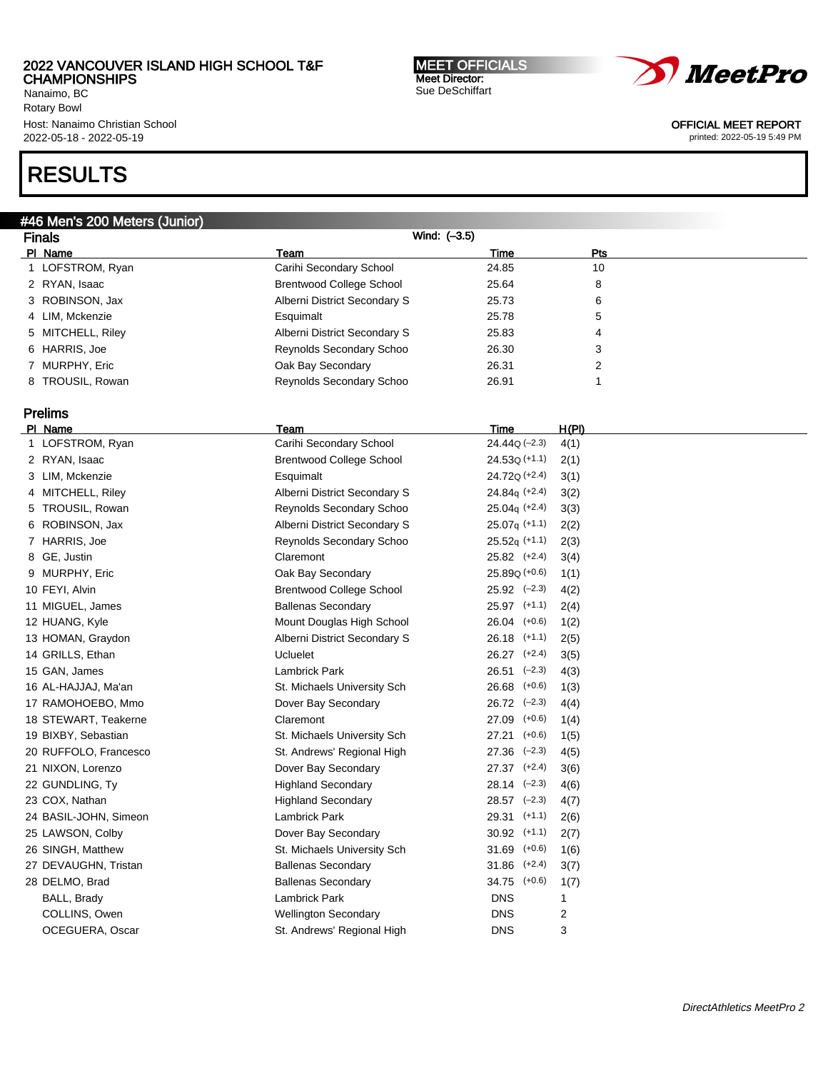2022 VANCOUVER ISLAND HIGH SCHOOL T&F CHAMPIONSHIPS
Nanaimo, BC
Rotary Bowl
Host: Nanaimo Christian School
2022-05-18 - 2022-05-19

MEET OFFICIALS
Meet Director:
Sue DeSchiffart

OFFICIAL MEET REPORT
printed: 2022-05-19 5:49 PM

# RESULTS

## #46 Men's 200 Meters (Junior)

### Finals

Wind: (–3.5)

| Pl | Name | Team | Time | Pts |
|---|---|---|---|---|
| 1 | LOFSTROM, Ryan | Carihi Secondary School | 24.85 | 10 |
| 2 | RYAN, Isaac | Brentwood College School | 25.64 | 8 |
| 3 | ROBINSON, Jax | Alberni District Secondary S | 25.73 | 6 |
| 4 | LIM, Mckenzie | Esquimalt | 25.78 | 5 |
| 5 | MITCHELL, Riley | Alberni District Secondary S | 25.83 | 4 |
| 6 | HARRIS, Joe | Reynolds Secondary Schoo | 26.30 | 3 |
| 7 | MURPHY, Eric | Oak Bay Secondary | 26.31 | 2 |
| 8 | TROUSIL, Rowan | Reynolds Secondary Schoo | 26.91 | 1 |

### Prelims

| Pl | Name | Team | Time | H(Pl) |
|---|---|---|---|---|
| 1 | LOFSTROM, Ryan | Carihi Secondary School | 24.44Q (–2.3) | 4(1) |
| 2 | RYAN, Isaac | Brentwood College School | 24.53Q (+1.1) | 2(1) |
| 3 | LIM, Mckenzie | Esquimalt | 24.72Q (+2.4) | 3(1) |
| 4 | MITCHELL, Riley | Alberni District Secondary S | 24.84q (+2.4) | 3(2) |
| 5 | TROUSIL, Rowan | Reynolds Secondary Schoo | 25.04q (+2.4) | 3(3) |
| 6 | ROBINSON, Jax | Alberni District Secondary S | 25.07q (+1.1) | 2(2) |
| 7 | HARRIS, Joe | Reynolds Secondary Schoo | 25.52q (+1.1) | 2(3) |
| 8 | GE, Justin | Claremont | 25.82 (+2.4) | 3(4) |
| 9 | MURPHY, Eric | Oak Bay Secondary | 25.89Q (+0.6) | 1(1) |
| 10 | FEYI, Alvin | Brentwood College School | 25.92 (–2.3) | 4(2) |
| 11 | MIGUEL, James | Ballenas Secondary | 25.97 (+1.1) | 2(4) |
| 12 | HUANG, Kyle | Mount Douglas High School | 26.04 (+0.6) | 1(2) |
| 13 | HOMAN, Graydon | Alberni District Secondary S | 26.18 (+1.1) | 2(5) |
| 14 | GRILLS, Ethan | Ucluelet | 26.27 (+2.4) | 3(5) |
| 15 | GAN, James | Lambrick Park | 26.51 (–2.3) | 4(3) |
| 16 | AL-HAJJAJ, Ma'an | St. Michaels University Sch | 26.68 (+0.6) | 1(3) |
| 17 | RAMOHOEBO, Mmo | Dover Bay Secondary | 26.72 (–2.3) | 4(4) |
| 18 | STEWART, Teakerne | Claremont | 27.09 (+0.6) | 1(4) |
| 19 | BIXBY, Sebastian | St. Michaels University Sch | 27.21 (+0.6) | 1(5) |
| 20 | RUFFOLO, Francesco | St. Andrews' Regional High | 27.36 (–2.3) | 4(5) |
| 21 | NIXON, Lorenzo | Dover Bay Secondary | 27.37 (+2.4) | 3(6) |
| 22 | GUNDLING, Ty | Highland Secondary | 28.14 (–2.3) | 4(6) |
| 23 | COX, Nathan | Highland Secondary | 28.57 (–2.3) | 4(7) |
| 24 | BASIL-JOHN, Simeon | Lambrick Park | 29.31 (+1.1) | 2(6) |
| 25 | LAWSON, Colby | Dover Bay Secondary | 30.92 (+1.1) | 2(7) |
| 26 | SINGH, Matthew | St. Michaels University Sch | 31.69 (+0.6) | 1(6) |
| 27 | DEVAUGHN, Tristan | Ballenas Secondary | 31.86 (+2.4) | 3(7) |
| 28 | DELMO, Brad | Ballenas Secondary | 34.75 (+0.6) | 1(7) |
| | BALL, Brady | Lambrick Park | DNS | 1 |
| | COLLINS, Owen | Wellington Secondary | DNS | 2 |
| | OCEGUERA, Oscar | St. Andrews' Regional High | DNS | 3 |

*DirectAthletics MeetPro 2*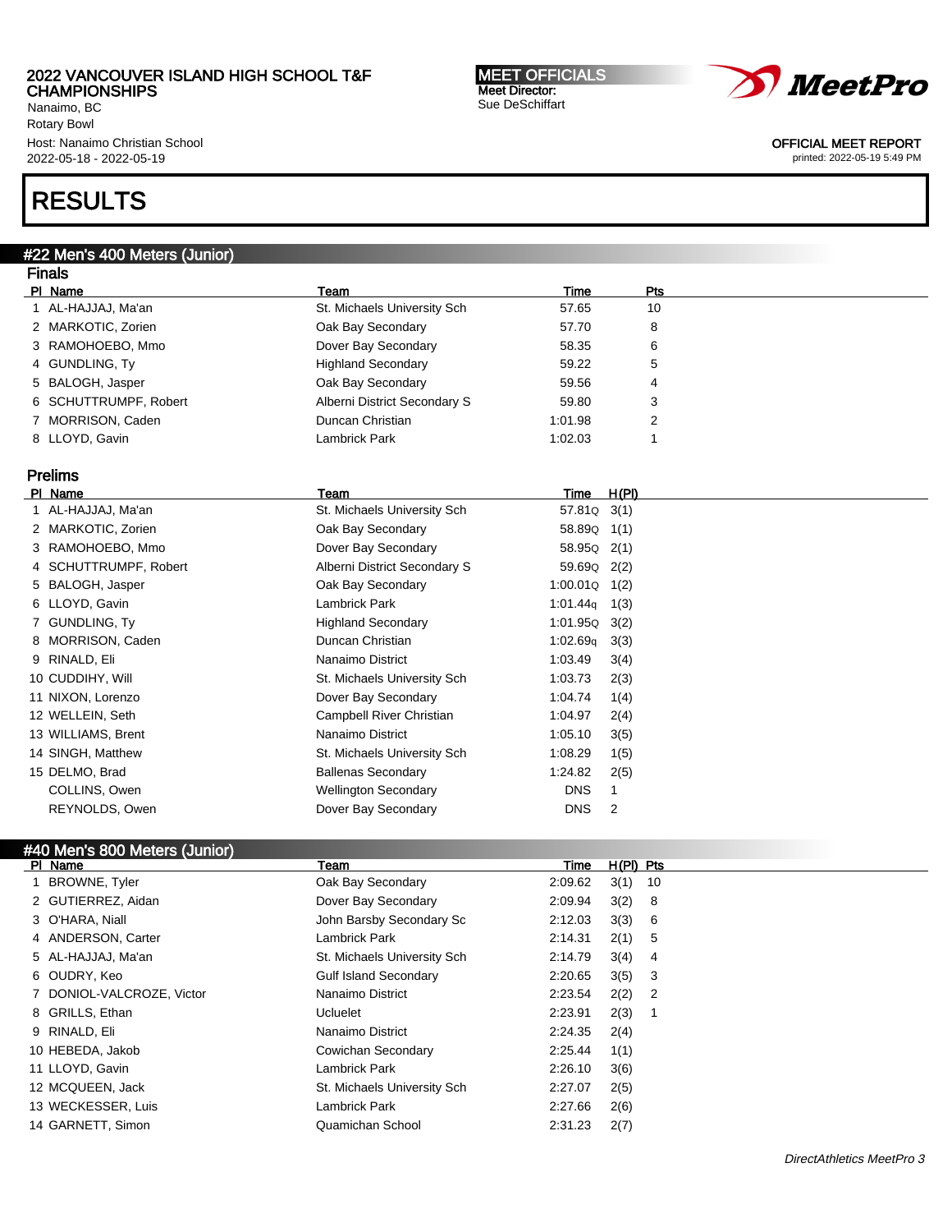2022 VANCOUVER ISLAND HIGH SCHOOL T&F CHAMPIONSHIPS
Nanaimo, BC
Rotary Bowl
Host: Nanaimo Christian School
2022-05-18 - 2022-05-19

MEET OFFICIALS
Meet Director:
Sue DeSchiffart

OFFICIAL MEET REPORT
printed: 2022-05-19 5:49 PM

# RESULTS

## #22 Men's 400 Meters (Junior)

### Finals

| Pl | Name | Team | Time | Pts |
|---|---|---|---|---|
| 1 | AL-HAJJAJ, Ma'an | St. Michaels University Sch | 57.65 | 10 |
| 2 | MARKOTIC, Zorien | Oak Bay Secondary | 57.70 | 8 |
| 3 | RAMOHOEBO, Mmo | Dover Bay Secondary | 58.35 | 6 |
| 4 | GUNDLING, Ty | Highland Secondary | 59.22 | 5 |
| 5 | BALOGH, Jasper | Oak Bay Secondary | 59.56 | 4 |
| 6 | SCHUTTRUMPF, Robert | Alberni District Secondary S | 59.80 | 3 |
| 7 | MORRISON, Caden | Duncan Christian | 1:01.98 | 2 |
| 8 | LLOYD, Gavin | Lambrick Park | 1:02.03 | 1 |

### Prelims

| Pl | Name | Team | Time | H(Pl) |
|---|---|---|---|---|
| 1 | AL-HAJJAJ, Ma'an | St. Michaels University Sch | 57.81Q | 3(1) |
| 2 | MARKOTIC, Zorien | Oak Bay Secondary | 58.89Q | 1(1) |
| 3 | RAMOHOEBO, Mmo | Dover Bay Secondary | 58.95Q | 2(1) |
| 4 | SCHUTTRUMPF, Robert | Alberni District Secondary S | 59.69Q | 2(2) |
| 5 | BALOGH, Jasper | Oak Bay Secondary | 1:00.01Q | 1(2) |
| 6 | LLOYD, Gavin | Lambrick Park | 1:01.44q | 1(3) |
| 7 | GUNDLING, Ty | Highland Secondary | 1:01.95Q | 3(2) |
| 8 | MORRISON, Caden | Duncan Christian | 1:02.69q | 3(3) |
| 9 | RINALD, Eli | Nanaimo District | 1:03.49 | 3(4) |
| 10 | CUDDIHY, Will | St. Michaels University Sch | 1:03.73 | 2(3) |
| 11 | NIXON, Lorenzo | Dover Bay Secondary | 1:04.74 | 1(4) |
| 12 | WELLEIN, Seth | Campbell River Christian | 1:04.97 | 2(4) |
| 13 | WILLIAMS, Brent | Nanaimo District | 1:05.10 | 3(5) |
| 14 | SINGH, Matthew | St. Michaels University Sch | 1:08.29 | 1(5) |
| 15 | DELMO, Brad | Ballenas Secondary | 1:24.82 | 2(5) |
| | COLLINS, Owen | Wellington Secondary | DNS | 1 |
| | REYNOLDS, Owen | Dover Bay Secondary | DNS | 2 |

## #40 Men's 800 Meters (Junior)

| Pl | Name | Team | Time | H(Pl) | Pts |
|---|---|---|---|---|---|
| 1 | BROWNE, Tyler | Oak Bay Secondary | 2:09.62 | 3(1) | 10 |
| 2 | GUTIERREZ, Aidan | Dover Bay Secondary | 2:09.94 | 3(2) | 8 |
| 3 | O'HARA, Niall | John Barsby Secondary Sc | 2:12.03 | 3(3) | 6 |
| 4 | ANDERSON, Carter | Lambrick Park | 2:14.31 | 2(1) | 5 |
| 5 | AL-HAJJAJ, Ma'an | St. Michaels University Sch | 2:14.79 | 3(4) | 4 |
| 6 | OUDRY, Keo | Gulf Island Secondary | 2:20.65 | 3(5) | 3 |
| 7 | DONIOL-VALCROZE, Victor | Nanaimo District | 2:23.54 | 2(2) | 2 |
| 8 | GRILLS, Ethan | Ucluelet | 2:23.91 | 2(3) | 1 |
| 9 | RINALD, Eli | Nanaimo District | 2:24.35 | 2(4) | |
| 10 | HEBEDA, Jakob | Cowichan Secondary | 2:25.44 | 1(1) | |
| 11 | LLOYD, Gavin | Lambrick Park | 2:26.10 | 3(6) | |
| 12 | MCQUEEN, Jack | St. Michaels University Sch | 2:27.07 | 2(5) | |
| 13 | WECKESSER, Luis | Lambrick Park | 2:27.66 | 2(6) | |
| 14 | GARNETT, Simon | Quamichan School | 2:31.23 | 2(7) | |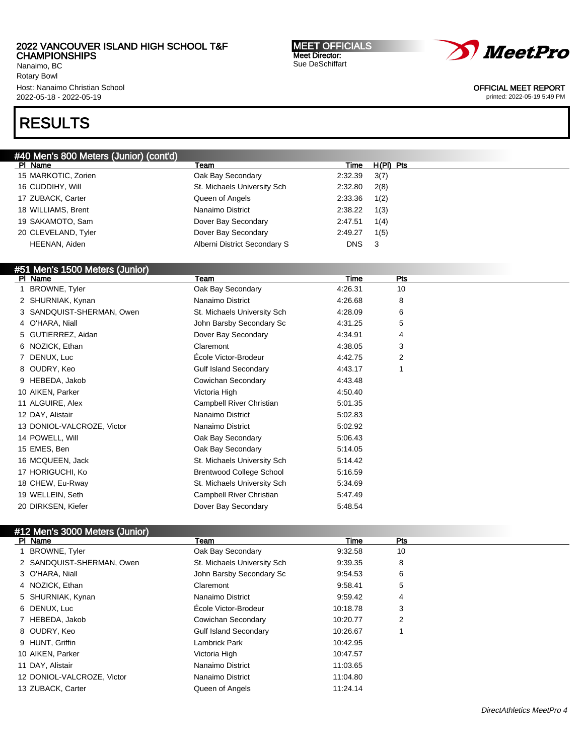# RESULTS

## #40 Men's 800 Meters (Junior) (cont'd)

| Pl | Name | Team | Time | H(Pl) | Pts |
|---|---|---|---|---|---|
| 15 | MARKOTIC, Zorien | Oak Bay Secondary | 2:32.39 | 3(7) | |
| 16 | CUDDIHY, Will | St. Michaels University Sch | 2:32.80 | 2(8) | |
| 17 | ZUBACK, Carter | Queen of Angels | 2:33.36 | 1(2) | |
| 18 | WILLIAMS, Brent | Nanaimo District | 2:38.22 | 1(3) | |
| 19 | SAKAMOTO, Sam | Dover Bay Secondary | 2:47.51 | 1(4) | |
| 20 | CLEVELAND, Tyler | Dover Bay Secondary | 2:49.27 | 1(5) | |
| | HEENAN, Aiden | Alberni District Secondary S | DNS | 3 | |

## #51 Men's 1500 Meters (Junior)

| Pl | Name | Team | Time | Pts |
|---|---|---|---|---|
| 1 | BROWNE, Tyler | Oak Bay Secondary | 4:26.31 | 10 |
| 2 | SHURNIAK, Kynan | Nanaimo District | 4:26.68 | 8 |
| 3 | SANDQUIST-SHERMAN, Owen | St. Michaels University Sch | 4:28.09 | 6 |
| 4 | O'HARA, Niall | John Barsby Secondary Sc | 4:31.25 | 5 |
| 5 | GUTIERREZ, Aidan | Dover Bay Secondary | 4:34.91 | 4 |
| 6 | NOZICK, Ethan | Claremont | 4:38.05 | 3 |
| 7 | DENUX, Luc | École Victor-Brodeur | 4:42.75 | 2 |
| 8 | OUDRY, Keo | Gulf Island Secondary | 4:43.17 | 1 |
| 9 | HEBEDA, Jakob | Cowichan Secondary | 4:43.48 | |
| 10 | AIKEN, Parker | Victoria High | 4:50.40 | |
| 11 | ALGUIRE, Alex | Campbell River Christian | 5:01.35 | |
| 12 | DAY, Alistair | Nanaimo District | 5:02.83 | |
| 13 | DONIOL-VALCROZE, Victor | Nanaimo District | 5:02.92 | |
| 14 | POWELL, Will | Oak Bay Secondary | 5:06.43 | |
| 15 | EMES, Ben | Oak Bay Secondary | 5:14.05 | |
| 16 | MCQUEEN, Jack | St. Michaels University Sch | 5:14.42 | |
| 17 | HORIGUCHI, Ko | Brentwood College School | 5:16.59 | |
| 18 | CHEW, Eu-Rway | St. Michaels University Sch | 5:34.69 | |
| 19 | WELLEIN, Seth | Campbell River Christian | 5:47.49 | |
| 20 | DIRKSEN, Kiefer | Dover Bay Secondary | 5:48.54 | |

## #12 Men's 3000 Meters (Junior)

| Pl | Name | Team | Time | Pts |
|---|---|---|---|---|
| 1 | BROWNE, Tyler | Oak Bay Secondary | 9:32.58 | 10 |
| 2 | SANDQUIST-SHERMAN, Owen | St. Michaels University Sch | 9:39.35 | 8 |
| 3 | O'HARA, Niall | John Barsby Secondary Sc | 9:54.53 | 6 |
| 4 | NOZICK, Ethan | Claremont | 9:58.41 | 5 |
| 5 | SHURNIAK, Kynan | Nanaimo District | 9:59.42 | 4 |
| 6 | DENUX, Luc | École Victor-Brodeur | 10:18.78 | 3 |
| 7 | HEBEDA, Jakob | Cowichan Secondary | 10:20.77 | 2 |
| 8 | OUDRY, Keo | Gulf Island Secondary | 10:26.67 | 1 |
| 9 | HUNT, Griffin | Lambrick Park | 10:42.95 | |
| 10 | AIKEN, Parker | Victoria High | 10:47.57 | |
| 11 | DAY, Alistair | Nanaimo District | 11:03.65 | |
| 12 | DONIOL-VALCROZE, Victor | Nanaimo District | 11:04.80 | |
| 13 | ZUBACK, Carter | Queen of Angels | 11:24.14 | |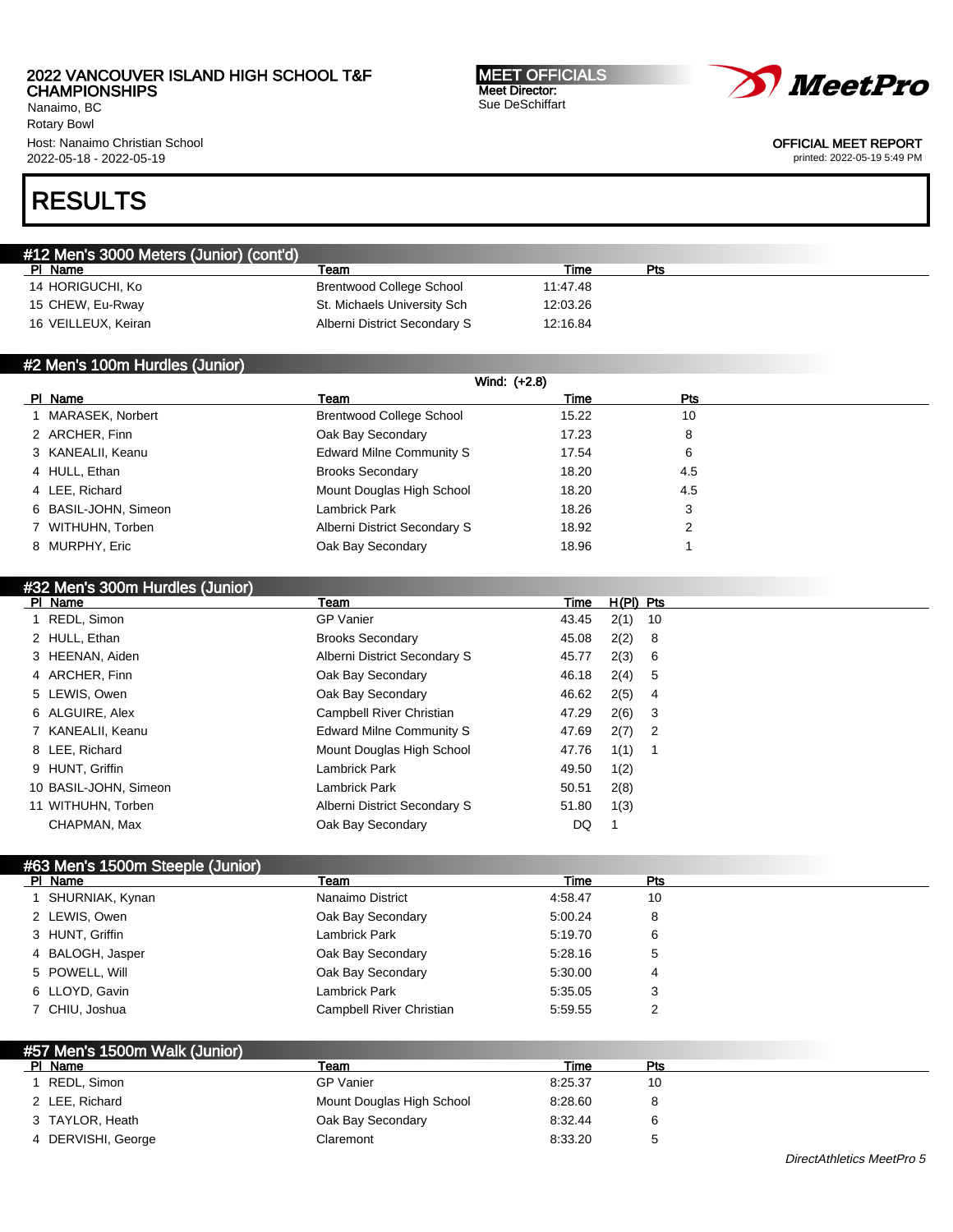2022 VANCOUVER ISLAND HIGH SCHOOL T&F CHAMPIONSHIPS
Nanaimo, BC
Rotary Bowl
Host: Nanaimo Christian School
2022-05-18 - 2022-05-19

MEET OFFICIALS
Meet Director:
Sue DeSchiffart

OFFICIAL MEET REPORT
printed: 2022-05-19 5:49 PM

# RESULTS

## #12 Men's 3000 Meters (Junior) (cont'd)

| Pl | Name | Team | Time | Pts |
|---|---|---|---|---|
| 14 | HORIGUCHI, Ko | Brentwood College School | 11:47.48 | |
| 15 | CHEW, Eu-Rway | St. Michaels University Sch | 12:03.26 | |
| 16 | VEILLEUX, Keiran | Alberni District Secondary S | 12:16.84 | |

## #2 Men's 100m Hurdles (Junior)

Wind: (+2.8)

| Pl | Name | Team | Time | Pts |
|---|---|---|---|---|
| 1 | MARASEK, Norbert | Brentwood College School | 15.22 | 10 |
| 2 | ARCHER, Finn | Oak Bay Secondary | 17.23 | 8 |
| 3 | KANEALII, Keanu | Edward Milne Community S | 17.54 | 6 |
| 4 | HULL, Ethan | Brooks Secondary | 18.20 | 4.5 |
| 4 | LEE, Richard | Mount Douglas High School | 18.20 | 4.5 |
| 6 | BASIL-JOHN, Simeon | Lambrick Park | 18.26 | 3 |
| 7 | WITHUHN, Torben | Alberni District Secondary S | 18.92 | 2 |
| 8 | MURPHY, Eric | Oak Bay Secondary | 18.96 | 1 |

## #32 Men's 300m Hurdles (Junior)

| Pl | Name | Team | Time | H(Pl) | Pts |
|---|---|---|---|---|---|
| 1 | REDL, Simon | GP Vanier | 43.45 | 2(1) | 10 |
| 2 | HULL, Ethan | Brooks Secondary | 45.08 | 2(2) | 8 |
| 3 | HEENAN, Aiden | Alberni District Secondary S | 45.77 | 2(3) | 6 |
| 4 | ARCHER, Finn | Oak Bay Secondary | 46.18 | 2(4) | 5 |
| 5 | LEWIS, Owen | Oak Bay Secondary | 46.62 | 2(5) | 4 |
| 6 | ALGUIRE, Alex | Campbell River Christian | 47.29 | 2(6) | 3 |
| 7 | KANEALII, Keanu | Edward Milne Community S | 47.69 | 2(7) | 2 |
| 8 | LEE, Richard | Mount Douglas High School | 47.76 | 1(1) | 1 |
| 9 | HUNT, Griffin | Lambrick Park | 49.50 | 1(2) | |
| 10 | BASIL-JOHN, Simeon | Lambrick Park | 50.51 | 2(8) | |
| 11 | WITHUHN, Torben | Alberni District Secondary S | 51.80 | 1(3) | |
| | CHAPMAN, Max | Oak Bay Secondary | DQ | 1 | |

## #63 Men's 1500m Steeple (Junior)

| Pl | Name | Team | Time | Pts |
|---|---|---|---|---|
| 1 | SHURNIAK, Kynan | Nanaimo District | 4:58.47 | 10 |
| 2 | LEWIS, Owen | Oak Bay Secondary | 5:00.24 | 8 |
| 3 | HUNT, Griffin | Lambrick Park | 5:19.70 | 6 |
| 4 | BALOGH, Jasper | Oak Bay Secondary | 5:28.16 | 5 |
| 5 | POWELL, Will | Oak Bay Secondary | 5:30.00 | 4 |
| 6 | LLOYD, Gavin | Lambrick Park | 5:35.05 | 3 |
| 7 | CHIU, Joshua | Campbell River Christian | 5:59.55 | 2 |

## #57 Men's 1500m Walk (Junior)

| Pl | Name | Team | Time | Pts |
|---|---|---|---|---|
| 1 | REDL, Simon | GP Vanier | 8:25.37 | 10 |
| 2 | LEE, Richard | Mount Douglas High School | 8:28.60 | 8 |
| 3 | TAYLOR, Heath | Oak Bay Secondary | 8:32.44 | 6 |
| 4 | DERVISHI, George | Claremont | 8:33.20 | 5 |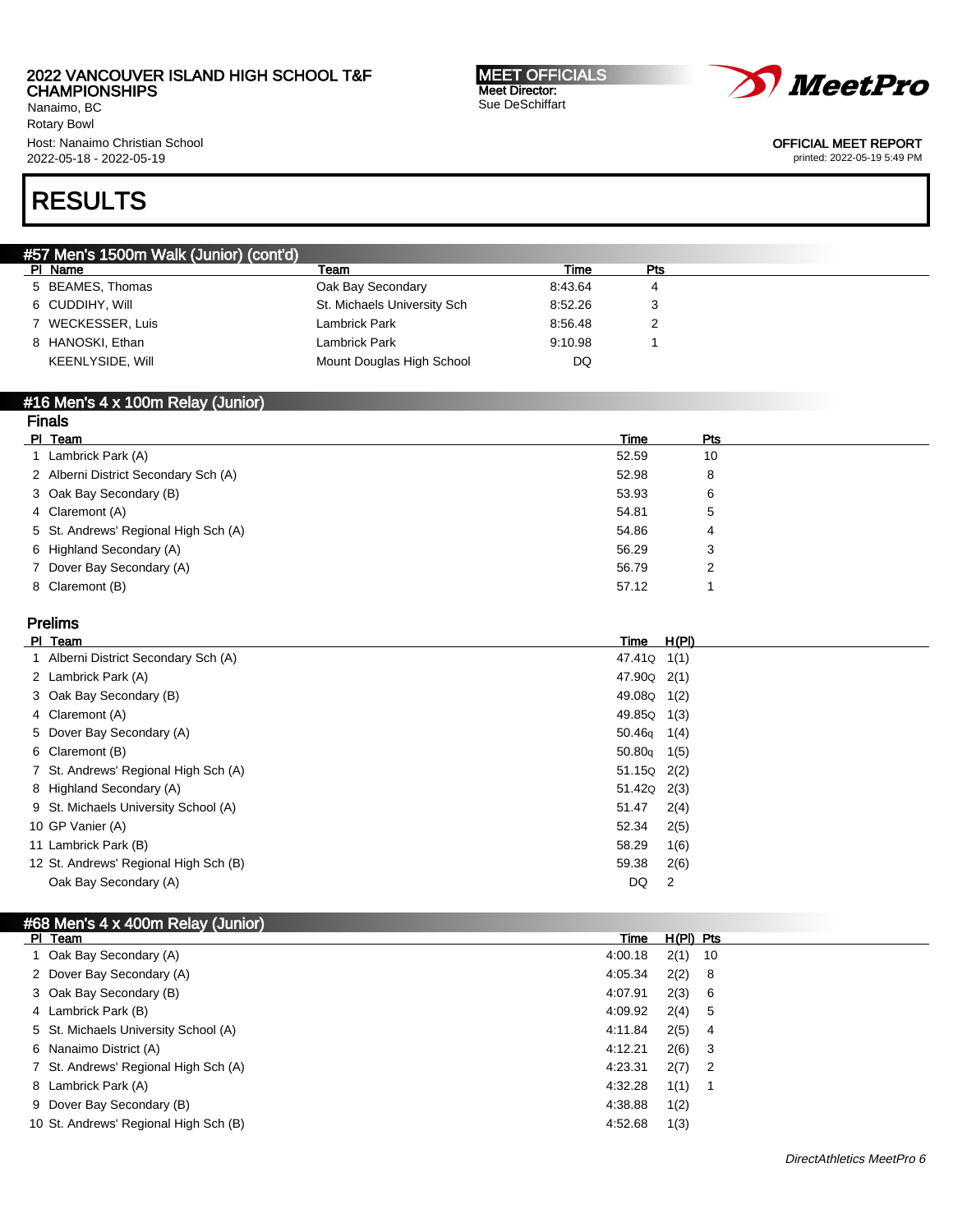2022 VANCOUVER ISLAND HIGH SCHOOL T&F CHAMPIONSHIPS
Nanaimo, BC
Rotary Bowl
Host: Nanaimo Christian School
2022-05-18 - 2022-05-19

MEET OFFICIALS
Meet Director:
Sue DeSchiffart

OFFICIAL MEET REPORT
printed: 2022-05-19 5:49 PM

# RESULTS

## #57 Men's 1500m Walk (Junior) (cont'd)

| Pl | Name | Team | Time | Pts |
|---|---|---|---|---|
| 5 | BEAMES, Thomas | Oak Bay Secondary | 8:43.64 | 4 |
| 6 | CUDDIHY, Will | St. Michaels University Sch | 8:52.26 | 3 |
| 7 | WECKESSER, Luis | Lambrick Park | 8:56.48 | 2 |
| 8 | HANOSKI, Ethan | Lambrick Park | 9:10.98 | 1 |
| | KEENLYSIDE, Will | Mount Douglas High School | DQ | |

## #16 Men's 4 x 100m Relay (Junior)

### Finals

| Pl | Team | Time | Pts |
|---|---|---|---|
| 1 | Lambrick Park (A) | 52.59 | 10 |
| 2 | Alberni District Secondary Sch (A) | 52.98 | 8 |
| 3 | Oak Bay Secondary (B) | 53.93 | 6 |
| 4 | Claremont (A) | 54.81 | 5 |
| 5 | St. Andrews' Regional High Sch (A) | 54.86 | 4 |
| 6 | Highland Secondary (A) | 56.29 | 3 |
| 7 | Dover Bay Secondary (A) | 56.79 | 2 |
| 8 | Claremont (B) | 57.12 | 1 |

### Prelims

| Pl | Team | Time | H(Pl) |
|---|---|---|---|
| 1 | Alberni District Secondary Sch (A) | 47.41Q | 1(1) |
| 2 | Lambrick Park (A) | 47.90Q | 2(1) |
| 3 | Oak Bay Secondary (B) | 49.08Q | 1(2) |
| 4 | Claremont (A) | 49.85Q | 1(3) |
| 5 | Dover Bay Secondary (A) | 50.46q | 1(4) |
| 6 | Claremont (B) | 50.80q | 1(5) |
| 7 | St. Andrews' Regional High Sch (A) | 51.15Q | 2(2) |
| 8 | Highland Secondary (A) | 51.42Q | 2(3) |
| 9 | St. Michaels University School (A) | 51.47 | 2(4) |
| 10 | GP Vanier (A) | 52.34 | 2(5) |
| 11 | Lambrick Park (B) | 58.29 | 1(6) |
| 12 | St. Andrews' Regional High Sch (B) | 59.38 | 2(6) |
| | Oak Bay Secondary (A) | DQ | 2 |

## #68 Men's 4 x 400m Relay (Junior)

| Pl | Team | Time | H(Pl) | Pts |
|---|---|---|---|---|
| 1 | Oak Bay Secondary (A) | 4:00.18 | 2(1) | 10 |
| 2 | Dover Bay Secondary (A) | 4:05.34 | 2(2) | 8 |
| 3 | Oak Bay Secondary (B) | 4:07.91 | 2(3) | 6 |
| 4 | Lambrick Park (B) | 4:09.92 | 2(4) | 5 |
| 5 | St. Michaels University School (A) | 4:11.84 | 2(5) | 4 |
| 6 | Nanaimo District (A) | 4:12.21 | 2(6) | 3 |
| 7 | St. Andrews' Regional High Sch (A) | 4:23.31 | 2(7) | 2 |
| 8 | Lambrick Park (A) | 4:32.28 | 1(1) | 1 |
| 9 | Dover Bay Secondary (B) | 4:38.88 | 1(2) | |
| 10 | St. Andrews' Regional High Sch (B) | 4:52.68 | 1(3) | |

*DirectAthletics MeetPro 6*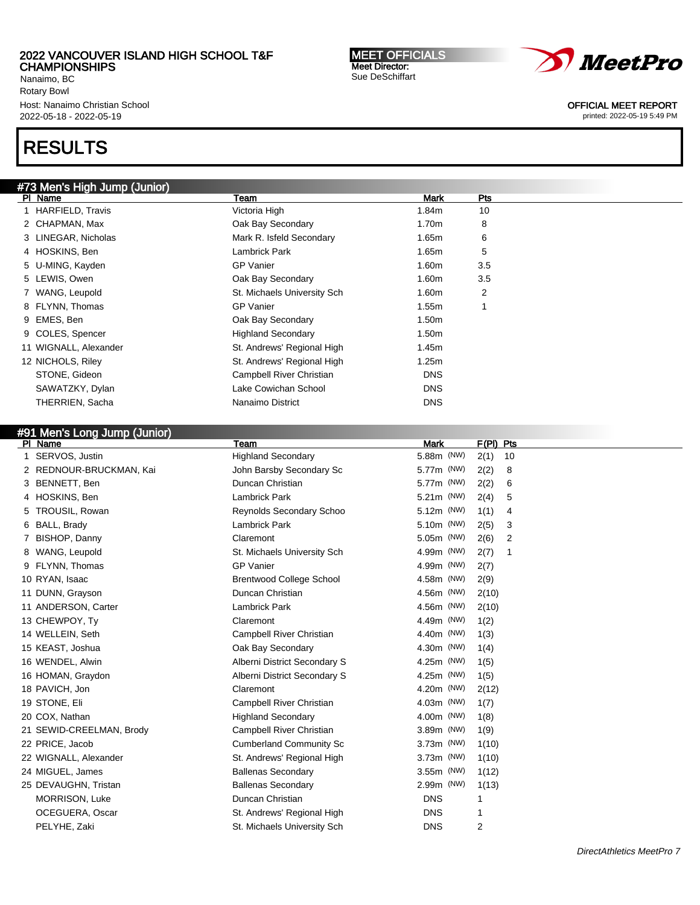2022 VANCOUVER ISLAND HIGH SCHOOL T&F CHAMPIONSHIPS
Nanaimo, BC
Rotary Bowl
Host: Nanaimo Christian School
2022-05-18 - 2022-05-19

**MEET OFFICIALS**
Meet Director:
Sue DeSchiffart

OFFICIAL MEET REPORT
printed: 2022-05-19 5:49 PM

# RESULTS

## #73 Men's High Jump (Junior)

| Pl | Name | Team | Mark | Pts |
|---|---|---|---|---|
| 1 | HARFIELD, Travis | Victoria High | 1.84m | 10 |
| 2 | CHAPMAN, Max | Oak Bay Secondary | 1.70m | 8 |
| 3 | LINEGAR, Nicholas | Mark R. Isfeld Secondary | 1.65m | 6 |
| 4 | HOSKINS, Ben | Lambrick Park | 1.65m | 5 |
| 5 | U-MING, Kayden | GP Vanier | 1.60m | 3.5 |
| 5 | LEWIS, Owen | Oak Bay Secondary | 1.60m | 3.5 |
| 7 | WANG, Leupold | St. Michaels University Sch | 1.60m | 2 |
| 8 | FLYNN, Thomas | GP Vanier | 1.55m | 1 |
| 9 | EMES, Ben | Oak Bay Secondary | 1.50m | |
| 9 | COLES, Spencer | Highland Secondary | 1.50m | |
| 11 | WIGNALL, Alexander | St. Andrews' Regional High | 1.45m | |
| 12 | NICHOLS, Riley | St. Andrews' Regional High | 1.25m | |
| | STONE, Gideon | Campbell River Christian | DNS | |
| | SAWATZKY, Dylan | Lake Cowichan School | DNS | |
| | THERRIEN, Sacha | Nanaimo District | DNS | |

## #91 Men's Long Jump (Junior)

| Pl | Name | Team | Mark | F(Pl) | Pts |
|---|---|---|---|---|---|
| 1 | SERVOS, Justin | Highland Secondary | 5.88m (NW) | 2(1) | 10 |
| 2 | REDNOUR-BRUCKMAN, Kai | John Barsby Secondary Sc | 5.77m (NW) | 2(2) | 8 |
| 3 | BENNETT, Ben | Duncan Christian | 5.77m (NW) | 2(2) | 6 |
| 4 | HOSKINS, Ben | Lambrick Park | 5.21m (NW) | 2(4) | 5 |
| 5 | TROUSIL, Rowan | Reynolds Secondary Schoo | 5.12m (NW) | 1(1) | 4 |
| 6 | BALL, Brady | Lambrick Park | 5.10m (NW) | 2(5) | 3 |
| 7 | BISHOP, Danny | Claremont | 5.05m (NW) | 2(6) | 2 |
| 8 | WANG, Leupold | St. Michaels University Sch | 4.99m (NW) | 2(7) | 1 |
| 9 | FLYNN, Thomas | GP Vanier | 4.99m (NW) | 2(7) | |
| 10 | RYAN, Isaac | Brentwood College School | 4.58m (NW) | 2(9) | |
| 11 | DUNN, Grayson | Duncan Christian | 4.56m (NW) | 2(10) | |
| 11 | ANDERSON, Carter | Lambrick Park | 4.56m (NW) | 2(10) | |
| 13 | CHEWPOY, Ty | Claremont | 4.49m (NW) | 1(2) | |
| 14 | WELLEIN, Seth | Campbell River Christian | 4.40m (NW) | 1(3) | |
| 15 | KEAST, Joshua | Oak Bay Secondary | 4.30m (NW) | 1(4) | |
| 16 | WENDEL, Alwin | Alberni District Secondary S | 4.25m (NW) | 1(5) | |
| 16 | HOMAN, Graydon | Alberni District Secondary S | 4.25m (NW) | 1(5) | |
| 18 | PAVICH, Jon | Claremont | 4.20m (NW) | 2(12) | |
| 19 | STONE, Eli | Campbell River Christian | 4.03m (NW) | 1(7) | |
| 20 | COX, Nathan | Highland Secondary | 4.00m (NW) | 1(8) | |
| 21 | SEWID-CREELMAN, Brody | Campbell River Christian | 3.89m (NW) | 1(9) | |
| 22 | PRICE, Jacob | Cumberland Community Sc | 3.73m (NW) | 1(10) | |
| 22 | WIGNALL, Alexander | St. Andrews' Regional High | 3.73m (NW) | 1(10) | |
| 24 | MIGUEL, James | Ballenas Secondary | 3.55m (NW) | 1(12) | |
| 25 | DEVAUGHN, Tristan | Ballenas Secondary | 2.99m (NW) | 1(13) | |
| | MORRISON, Luke | Duncan Christian | DNS | 1 | |
| | OCEGUERA, Oscar | St. Andrews' Regional High | DNS | 1 | |
| | PELYHE, Zaki | St. Michaels University Sch | DNS | 2 | |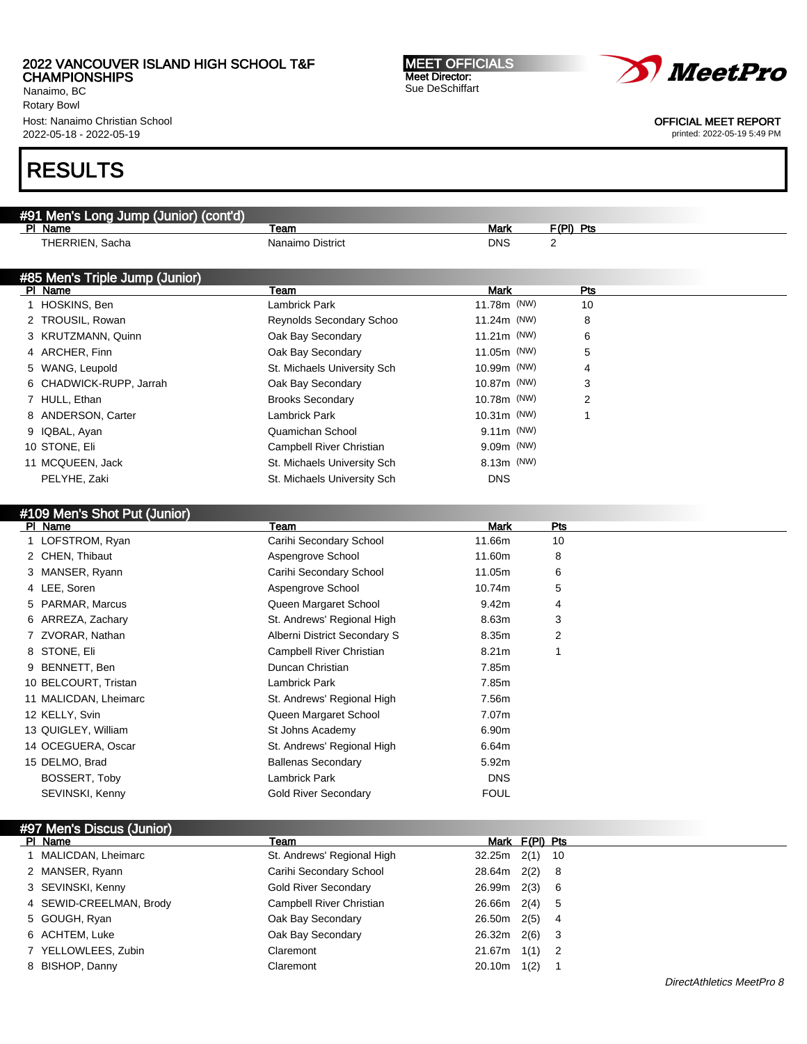# 2022 VANCOUVER ISLAND HIGH SCHOOL T&F CHAMPIONSHIPS

Nanaimo, BC
Rotary Bowl
Host: Nanaimo Christian School
2022-05-18 - 2022-05-19

**MEET OFFICIALS**
Meet Director:
Sue DeSchiffart

OFFICIAL MEET REPORT
printed: 2022-05-19 5:49 PM

# RESULTS

## #91 Men's Long Jump (Junior) (cont'd)

| Pl | Name | Team | Mark | F(Pl) | Pts |
|---|---|---|---|---|---|
| | THERRIEN, Sacha | Nanaimo District | DNS | 2 | |

## #85 Men's Triple Jump (Junior)

| Pl | Name | Team | Mark | Pts |
|---|---|---|---|---|
| 1 | HOSKINS, Ben | Lambrick Park | 11.78m (NW) | 10 |
| 2 | TROUSIL, Rowan | Reynolds Secondary Schoo | 11.24m (NW) | 8 |
| 3 | KRUTZMANN, Quinn | Oak Bay Secondary | 11.21m (NW) | 6 |
| 4 | ARCHER, Finn | Oak Bay Secondary | 11.05m (NW) | 5 |
| 5 | WANG, Leupold | St. Michaels University Sch | 10.99m (NW) | 4 |
| 6 | CHADWICK-RUPP, Jarrah | Oak Bay Secondary | 10.87m (NW) | 3 |
| 7 | HULL, Ethan | Brooks Secondary | 10.78m (NW) | 2 |
| 8 | ANDERSON, Carter | Lambrick Park | 10.31m (NW) | 1 |
| 9 | IQBAL, Ayan | Quamichan School | 9.11m (NW) | |
| 10 | STONE, Eli | Campbell River Christian | 9.09m (NW) | |
| 11 | MCQUEEN, Jack | St. Michaels University Sch | 8.13m (NW) | |
| | PELYHE, Zaki | St. Michaels University Sch | DNS | |

## #109 Men's Shot Put (Junior)

| Pl | Name | Team | Mark | Pts |
|---|---|---|---|---|
| 1 | LOFSTROM, Ryan | Carihi Secondary School | 11.66m | 10 |
| 2 | CHEN, Thibaut | Aspengrove School | 11.60m | 8 |
| 3 | MANSER, Ryann | Carihi Secondary School | 11.05m | 6 |
| 4 | LEE, Soren | Aspengrove School | 10.74m | 5 |
| 5 | PARMAR, Marcus | Queen Margaret School | 9.42m | 4 |
| 6 | ARREZA, Zachary | St. Andrews' Regional High | 8.63m | 3 |
| 7 | ZVORAR, Nathan | Alberni District Secondary S | 8.35m | 2 |
| 8 | STONE, Eli | Campbell River Christian | 8.21m | 1 |
| 9 | BENNETT, Ben | Duncan Christian | 7.85m | |
| 10 | BELCOURT, Tristan | Lambrick Park | 7.85m | |
| 11 | MALICDAN, Lheimarc | St. Andrews' Regional High | 7.56m | |
| 12 | KELLY, Svin | Queen Margaret School | 7.07m | |
| 13 | QUIGLEY, William | St Johns Academy | 6.90m | |
| 14 | OCEGUERA, Oscar | St. Andrews' Regional High | 6.64m | |
| 15 | DELMO, Brad | Ballenas Secondary | 5.92m | |
| | BOSSERT, Toby | Lambrick Park | DNS | |
| | SEVINSKI, Kenny | Gold River Secondary | FOUL | |

## #97 Men's Discus (Junior)

| Pl | Name | Team | Mark | F(Pl) | Pts |
|---|---|---|---|---|---|
| 1 | MALICDAN, Lheimarc | St. Andrews' Regional High | 32.25m | 2(1) | 10 |
| 2 | MANSER, Ryann | Carihi Secondary School | 28.64m | 2(2) | 8 |
| 3 | SEVINSKI, Kenny | Gold River Secondary | 26.99m | 2(3) | 6 |
| 4 | SEWID-CREELMAN, Brody | Campbell River Christian | 26.66m | 2(4) | 5 |
| 5 | GOUGH, Ryan | Oak Bay Secondary | 26.50m | 2(5) | 4 |
| 6 | ACHTEM, Luke | Oak Bay Secondary | 26.32m | 2(6) | 3 |
| 7 | YELLOWLEES, Zubin | Claremont | 21.67m | 1(1) | 2 |
| 8 | BISHOP, Danny | Claremont | 20.10m | 1(2) | 1 |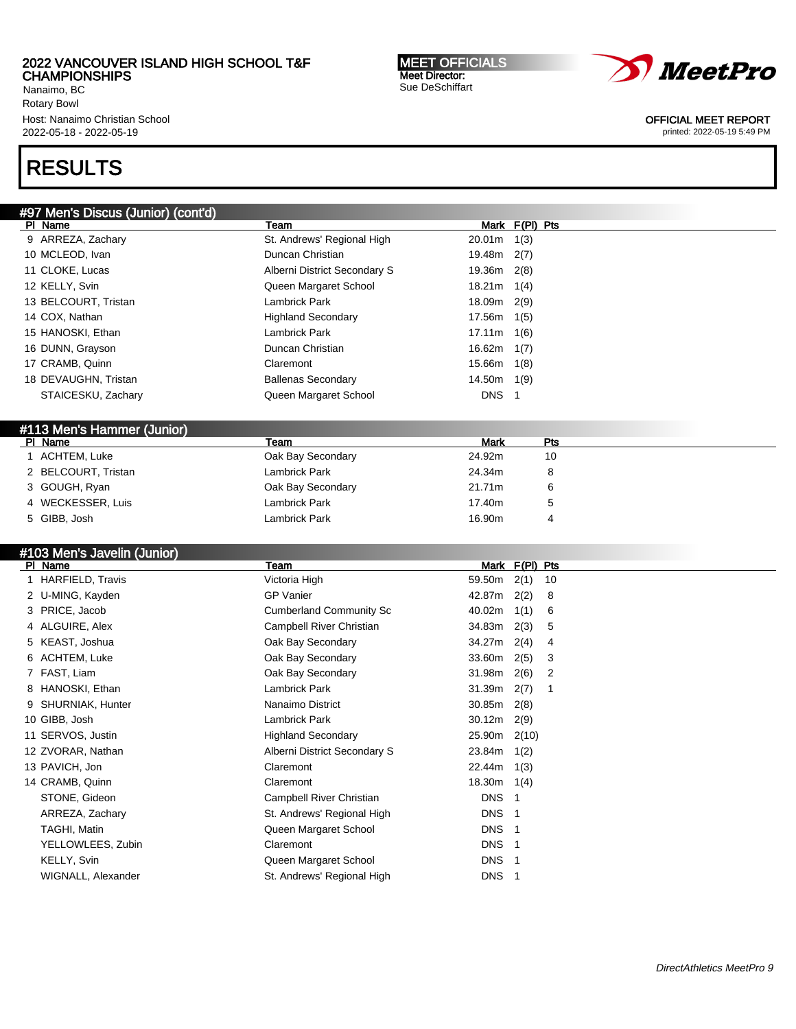## RESULTS

### #97 Men's Discus (Junior) (cont'd)

| Pl | Name | Team | Mark | F(Pl) | Pts |
|---|---|---|---|---|---|
| 9 | ARREZA, Zachary | St. Andrews' Regional High | 20.01m | 1(3) | |
| 10 | MCLEOD, Ivan | Duncan Christian | 19.48m | 2(7) | |
| 11 | CLOKE, Lucas | Alberni District Secondary S | 19.36m | 2(8) | |
| 12 | KELLY, Svin | Queen Margaret School | 18.21m | 1(4) | |
| 13 | BELCOURT, Tristan | Lambrick Park | 18.09m | 2(9) | |
| 14 | COX, Nathan | Highland Secondary | 17.56m | 1(5) | |
| 15 | HANOSKI, Ethan | Lambrick Park | 17.11m | 1(6) | |
| 16 | DUNN, Grayson | Duncan Christian | 16.62m | 1(7) | |
| 17 | CRAMB, Quinn | Claremont | 15.66m | 1(8) | |
| 18 | DEVAUGHN, Tristan | Ballenas Secondary | 14.50m | 1(9) | |
| | STAICESKU, Zachary | Queen Margaret School | DNS | 1 | |

### #113 Men's Hammer (Junior)

| Pl | Name | Team | Mark | Pts |
|---|---|---|---|---|
| 1 | ACHTEM, Luke | Oak Bay Secondary | 24.92m | 10 |
| 2 | BELCOURT, Tristan | Lambrick Park | 24.34m | 8 |
| 3 | GOUGH, Ryan | Oak Bay Secondary | 21.71m | 6 |
| 4 | WECKESSER, Luis | Lambrick Park | 17.40m | 5 |
| 5 | GIBB, Josh | Lambrick Park | 16.90m | 4 |

### #103 Men's Javelin (Junior)

| Pl | Name | Team | Mark | F(Pl) | Pts |
|---|---|---|---|---|---|
| 1 | HARFIELD, Travis | Victoria High | 59.50m | 2(1) | 10 |
| 2 | U-MING, Kayden | GP Vanier | 42.87m | 2(2) | 8 |
| 3 | PRICE, Jacob | Cumberland Community Sc | 40.02m | 1(1) | 6 |
| 4 | ALGUIRE, Alex | Campbell River Christian | 34.83m | 2(3) | 5 |
| 5 | KEAST, Joshua | Oak Bay Secondary | 34.27m | 2(4) | 4 |
| 6 | ACHTEM, Luke | Oak Bay Secondary | 33.60m | 2(5) | 3 |
| 7 | FAST, Liam | Oak Bay Secondary | 31.98m | 2(6) | 2 |
| 8 | HANOSKI, Ethan | Lambrick Park | 31.39m | 2(7) | 1 |
| 9 | SHURNIAK, Hunter | Nanaimo District | 30.85m | 2(8) | |
| 10 | GIBB, Josh | Lambrick Park | 30.12m | 2(9) | |
| 11 | SERVOS, Justin | Highland Secondary | 25.90m | 2(10) | |
| 12 | ZVORAR, Nathan | Alberni District Secondary S | 23.84m | 1(2) | |
| 13 | PAVICH, Jon | Claremont | 22.44m | 1(3) | |
| 14 | CRAMB, Quinn | Claremont | 18.30m | 1(4) | |
| | STONE, Gideon | Campbell River Christian | DNS | 1 | |
| | ARREZA, Zachary | St. Andrews' Regional High | DNS | 1 | |
| | TAGHI, Matin | Queen Margaret School | DNS | 1 | |
| | YELLOWLEES, Zubin | Claremont | DNS | 1 | |
| | KELLY, Svin | Queen Margaret School | DNS | 1 | |
| | WIGNALL, Alexander | St. Andrews' Regional High | DNS | 1 | |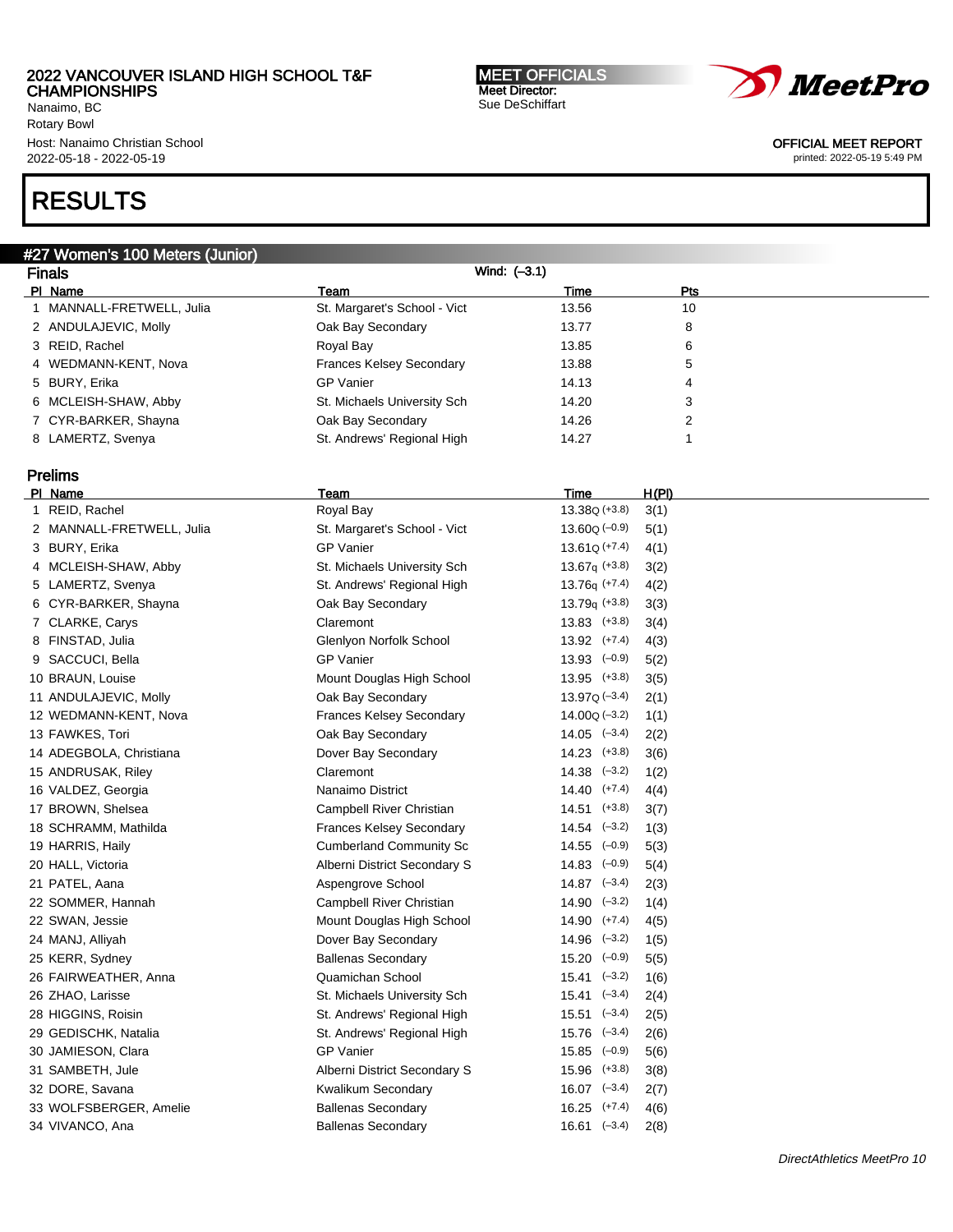2022 VANCOUVER ISLAND HIGH SCHOOL T&F CHAMPIONSHIPS
Nanaimo, BC
Rotary Bowl
Host: Nanaimo Christian School
2022-05-18 - 2022-05-19

MEET OFFICIALS
Meet Director:
Sue DeSchiffart

OFFICIAL MEET REPORT
printed: 2022-05-19 5:49 PM

# RESULTS

## #27 Women's 100 Meters (Junior)

### Finals

Wind: (–3.1)

| Pl | Name | Team | Time | Pts |
|---|---|---|---|---|
| 1 | MANNALL-FRETWELL, Julia | St. Margaret's School - Vict | 13.56 | 10 |
| 2 | ANDULAJEVIC, Molly | Oak Bay Secondary | 13.77 | 8 |
| 3 | REID, Rachel | Royal Bay | 13.85 | 6 |
| 4 | WEDMANN-KENT, Nova | Frances Kelsey Secondary | 13.88 | 5 |
| 5 | BURY, Erika | GP Vanier | 14.13 | 4 |
| 6 | MCLEISH-SHAW, Abby | St. Michaels University Sch | 14.20 | 3 |
| 7 | CYR-BARKER, Shayna | Oak Bay Secondary | 14.26 | 2 |
| 8 | LAMERTZ, Svenya | St. Andrews' Regional High | 14.27 | 1 |

### Prelims

| Pl | Name | Team | Time | Wind | H(Pl) |
|---|---|---|---|---|---|
| 1 | REID, Rachel | Royal Bay | 13.38Q | (+3.8) | 3(1) |
| 2 | MANNALL-FRETWELL, Julia | St. Margaret's School - Vict | 13.60Q | (–0.9) | 5(1) |
| 3 | BURY, Erika | GP Vanier | 13.61Q | (+7.4) | 4(1) |
| 4 | MCLEISH-SHAW, Abby | St. Michaels University Sch | 13.67q | (+3.8) | 3(2) |
| 5 | LAMERTZ, Svenya | St. Andrews' Regional High | 13.76q | (+7.4) | 4(2) |
| 6 | CYR-BARKER, Shayna | Oak Bay Secondary | 13.79q | (+3.8) | 3(3) |
| 7 | CLARKE, Carys | Claremont | 13.83 | (+3.8) | 3(4) |
| 8 | FINSTAD, Julia | Glenlyon Norfolk School | 13.92 | (+7.4) | 4(3) |
| 9 | SACCUCI, Bella | GP Vanier | 13.93 | (–0.9) | 5(2) |
| 10 | BRAUN, Louise | Mount Douglas High School | 13.95 | (+3.8) | 3(5) |
| 11 | ANDULAJEVIC, Molly | Oak Bay Secondary | 13.97Q | (–3.4) | 2(1) |
| 12 | WEDMANN-KENT, Nova | Frances Kelsey Secondary | 14.00Q | (–3.2) | 1(1) |
| 13 | FAWKES, Tori | Oak Bay Secondary | 14.05 | (–3.4) | 2(2) |
| 14 | ADEGBOLA, Christiana | Dover Bay Secondary | 14.23 | (+3.8) | 3(6) |
| 15 | ANDRUSAK, Riley | Claremont | 14.38 | (–3.2) | 1(2) |
| 16 | VALDEZ, Georgia | Nanaimo District | 14.40 | (+7.4) | 4(4) |
| 17 | BROWN, Shelsea | Campbell River Christian | 14.51 | (+3.8) | 3(7) |
| 18 | SCHRAMM, Mathilda | Frances Kelsey Secondary | 14.54 | (–3.2) | 1(3) |
| 19 | HARRIS, Haily | Cumberland Community Sc | 14.55 | (–0.9) | 5(3) |
| 20 | HALL, Victoria | Alberni District Secondary S | 14.83 | (–0.9) | 5(4) |
| 21 | PATEL, Aana | Aspengrove School | 14.87 | (–3.4) | 2(3) |
| 22 | SOMMER, Hannah | Campbell River Christian | 14.90 | (–3.2) | 1(4) |
| 22 | SWAN, Jessie | Mount Douglas High School | 14.90 | (+7.4) | 4(5) |
| 24 | MANJ, Alliyah | Dover Bay Secondary | 14.96 | (–3.2) | 1(5) |
| 25 | KERR, Sydney | Ballenas Secondary | 15.20 | (–0.9) | 5(5) |
| 26 | FAIRWEATHER, Anna | Quamichan School | 15.41 | (–3.2) | 1(6) |
| 26 | ZHAO, Larisse | St. Michaels University Sch | 15.41 | (–3.4) | 2(4) |
| 28 | HIGGINS, Roisin | St. Andrews' Regional High | 15.51 | (–3.4) | 2(5) |
| 29 | GEDISCHK, Natalia | St. Andrews' Regional High | 15.76 | (–3.4) | 2(6) |
| 30 | JAMIESON, Clara | GP Vanier | 15.85 | (–0.9) | 5(6) |
| 31 | SAMBETH, Jule | Alberni District Secondary S | 15.96 | (+3.8) | 3(8) |
| 32 | DORE, Savana | Kwalikum Secondary | 16.07 | (–3.4) | 2(7) |
| 33 | WOLFSBERGER, Amelie | Ballenas Secondary | 16.25 | (+7.4) | 4(6) |
| 34 | VIVANCO, Ana | Ballenas Secondary | 16.61 | (–3.4) | 2(8) |

DirectAthletics MeetPro 10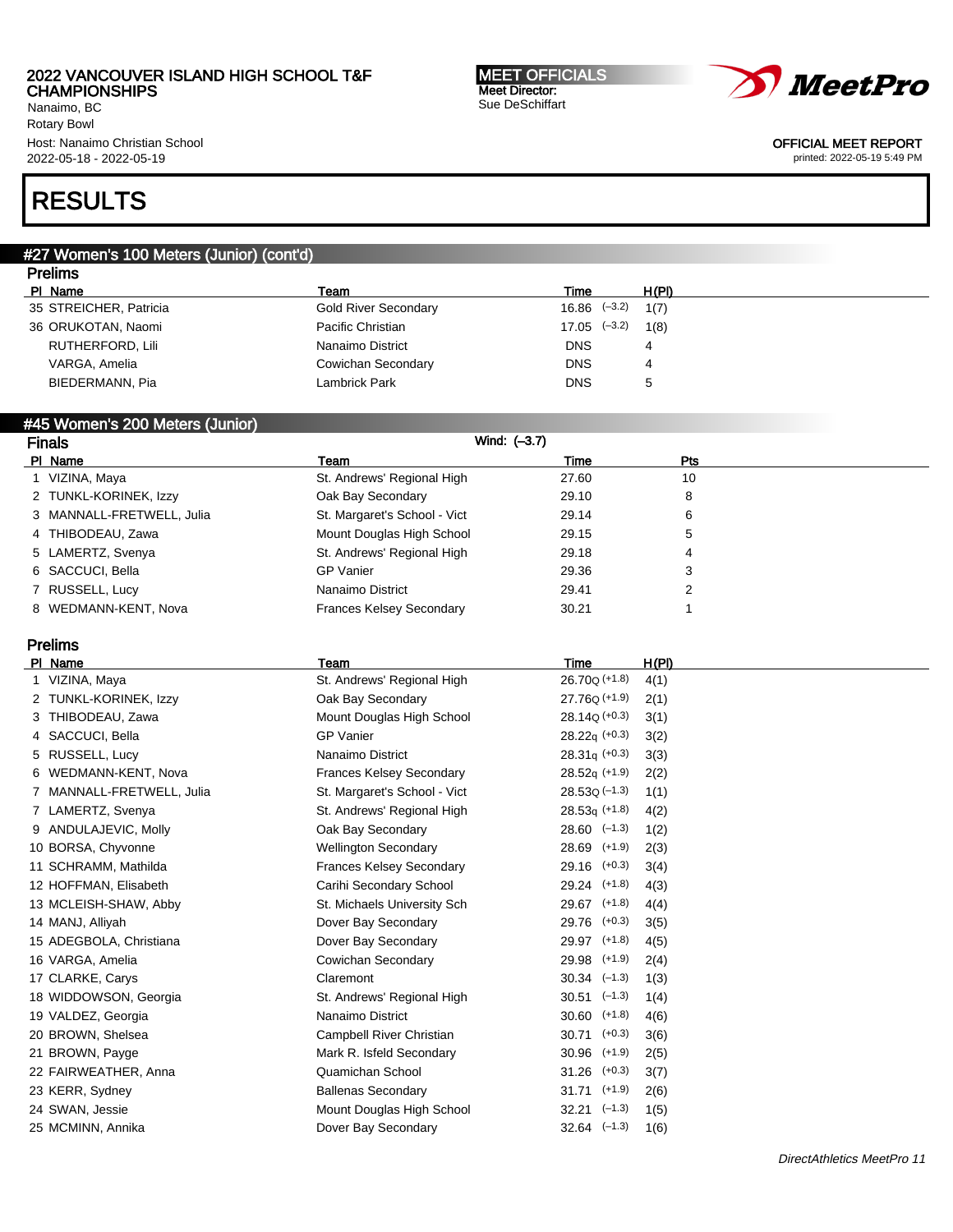2022 VANCOUVER ISLAND HIGH SCHOOL T&F CHAMPIONSHIPS
Nanaimo, BC
Rotary Bowl
Host: Nanaimo Christian School
2022-05-18 - 2022-05-19

**MEET OFFICIALS**
Meet Director:
Sue DeSchiffart

OFFICIAL MEET REPORT
printed: 2022-05-19 5:49 PM

# RESULTS

## #27 Women's 100 Meters (Junior) (cont'd)

### Prelims

| Pl | Name | Team | Time | H(Pl) |
|---|---|---|---|---|
| 35 | STREICHER, Patricia | Gold River Secondary | 16.86 (–3.2) | 1(7) |
| 36 | ORUKOTAN, Naomi | Pacific Christian | 17.05 (–3.2) | 1(8) |
| | RUTHERFORD, Lili | Nanaimo District | DNS | 4 |
| | VARGA, Amelia | Cowichan Secondary | DNS | 4 |
| | BIEDERMANN, Pia | Lambrick Park | DNS | 5 |

## #45 Women's 200 Meters (Junior)

### Finals

Wind: (–3.7)

| Pl | Name | Team | Time | Pts |
|---|---|---|---|---|
| 1 | VIZINA, Maya | St. Andrews' Regional High | 27.60 | 10 |
| 2 | TUNKL-KORINEK, Izzy | Oak Bay Secondary | 29.10 | 8 |
| 3 | MANNALL-FRETWELL, Julia | St. Margaret's School - Vict | 29.14 | 6 |
| 4 | THIBODEAU, Zawa | Mount Douglas High School | 29.15 | 5 |
| 5 | LAMERTZ, Svenya | St. Andrews' Regional High | 29.18 | 4 |
| 6 | SACCUCI, Bella | GP Vanier | 29.36 | 3 |
| 7 | RUSSELL, Lucy | Nanaimo District | 29.41 | 2 |
| 8 | WEDMANN-KENT, Nova | Frances Kelsey Secondary | 30.21 | 1 |

### Prelims

| Pl | Name | Team | Time | H(Pl) |
|---|---|---|---|---|
| 1 | VIZINA, Maya | St. Andrews' Regional High | 26.70Q (+1.8) | 4(1) |
| 2 | TUNKL-KORINEK, Izzy | Oak Bay Secondary | 27.76Q (+1.9) | 2(1) |
| 3 | THIBODEAU, Zawa | Mount Douglas High School | 28.14Q (+0.3) | 3(1) |
| 4 | SACCUCI, Bella | GP Vanier | 28.22q (+0.3) | 3(2) |
| 5 | RUSSELL, Lucy | Nanaimo District | 28.31q (+0.3) | 3(3) |
| 6 | WEDMANN-KENT, Nova | Frances Kelsey Secondary | 28.52q (+1.9) | 2(2) |
| 7 | MANNALL-FRETWELL, Julia | St. Margaret's School - Vict | 28.53Q (–1.3) | 1(1) |
| 7 | LAMERTZ, Svenya | St. Andrews' Regional High | 28.53q (+1.8) | 4(2) |
| 9 | ANDULAJEVIC, Molly | Oak Bay Secondary | 28.60 (–1.3) | 1(2) |
| 10 | BORSA, Chyvonne | Wellington Secondary | 28.69 (+1.9) | 2(3) |
| 11 | SCHRAMM, Mathilda | Frances Kelsey Secondary | 29.16 (+0.3) | 3(4) |
| 12 | HOFFMAN, Elisabeth | Carihi Secondary School | 29.24 (+1.8) | 4(3) |
| 13 | MCLEISH-SHAW, Abby | St. Michaels University Sch | 29.67 (+1.8) | 4(4) |
| 14 | MANJ, Alliyah | Dover Bay Secondary | 29.76 (+0.3) | 3(5) |
| 15 | ADEGBOLA, Christiana | Dover Bay Secondary | 29.97 (+1.8) | 4(5) |
| 16 | VARGA, Amelia | Cowichan Secondary | 29.98 (+1.9) | 2(4) |
| 17 | CLARKE, Carys | Claremont | 30.34 (–1.3) | 1(3) |
| 18 | WIDDOWSON, Georgia | St. Andrews' Regional High | 30.51 (–1.3) | 1(4) |
| 19 | VALDEZ, Georgia | Nanaimo District | 30.60 (+1.8) | 4(6) |
| 20 | BROWN, Shelsea | Campbell River Christian | 30.71 (+0.3) | 3(6) |
| 21 | BROWN, Payge | Mark R. Isfeld Secondary | 30.96 (+1.9) | 2(5) |
| 22 | FAIRWEATHER, Anna | Quamichan School | 31.26 (+0.3) | 3(7) |
| 23 | KERR, Sydney | Ballenas Secondary | 31.71 (+1.9) | 2(6) |
| 24 | SWAN, Jessie | Mount Douglas High School | 32.21 (–1.3) | 1(5) |
| 25 | MCMINN, Annika | Dover Bay Secondary | 32.64 (–1.3) | 1(6) |

DirectAthletics MeetPro 11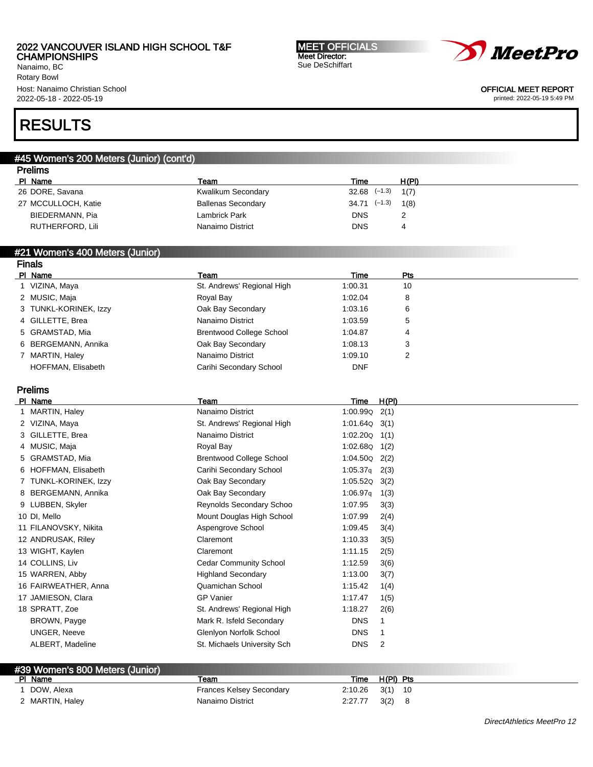# RESULTS

## #45 Women's 200 Meters (Junior) (cont'd)

### Prelims

| Pl | Name | Team | Time | | H(Pl) |
|---|---|---|---|---|---|
| 26 | DORE, Savana | Kwalikum Secondary | 32.68 | (–1.3) | 1(7) |
| 27 | MCCULLOCH, Katie | Ballenas Secondary | 34.71 | (–1.3) | 1(8) |
| | BIEDERMANN, Pia | Lambrick Park | DNS | | 2 |
| | RUTHERFORD, Lili | Nanaimo District | DNS | | 4 |

## #21 Women's 400 Meters (Junior)

### Finals

| Pl | Name | Team | Time | Pts |
|---|---|---|---|---|
| 1 | VIZINA, Maya | St. Andrews' Regional High | 1:00.31 | 10 |
| 2 | MUSIC, Maja | Royal Bay | 1:02.04 | 8 |
| 3 | TUNKL-KORINEK, Izzy | Oak Bay Secondary | 1:03.16 | 6 |
| 4 | GILLETTE, Brea | Nanaimo District | 1:03.59 | 5 |
| 5 | GRAMSTAD, Mia | Brentwood College School | 1:04.87 | 4 |
| 6 | BERGEMANN, Annika | Oak Bay Secondary | 1:08.13 | 3 |
| 7 | MARTIN, Haley | Nanaimo District | 1:09.10 | 2 |
| | HOFFMAN, Elisabeth | Carihi Secondary School | DNF | |

### Prelims

| Pl | Name | Team | Time | H(Pl) |
|---|---|---|---|---|
| 1 | MARTIN, Haley | Nanaimo District | 1:00.99Q | 2(1) |
| 2 | VIZINA, Maya | St. Andrews' Regional High | 1:01.64Q | 3(1) |
| 3 | GILLETTE, Brea | Nanaimo District | 1:02.20Q | 1(1) |
| 4 | MUSIC, Maja | Royal Bay | 1:02.68Q | 1(2) |
| 5 | GRAMSTAD, Mia | Brentwood College School | 1:04.50Q | 2(2) |
| 6 | HOFFMAN, Elisabeth | Carihi Secondary School | 1:05.37q | 2(3) |
| 7 | TUNKL-KORINEK, Izzy | Oak Bay Secondary | 1:05.52Q | 3(2) |
| 8 | BERGEMANN, Annika | Oak Bay Secondary | 1:06.97q | 1(3) |
| 9 | LUBBEN, Skyler | Reynolds Secondary Schoo | 1:07.95 | 3(3) |
| 10 | DI, Mello | Mount Douglas High School | 1:07.99 | 2(4) |
| 11 | FILANOVSKY, Nikita | Aspengrove School | 1:09.45 | 3(4) |
| 12 | ANDRUSAK, Riley | Claremont | 1:10.33 | 3(5) |
| 13 | WIGHT, Kaylen | Claremont | 1:11.15 | 2(5) |
| 14 | COLLINS, Liv | Cedar Community School | 1:12.59 | 3(6) |
| 15 | WARREN, Abby | Highland Secondary | 1:13.00 | 3(7) |
| 16 | FAIRWEATHER, Anna | Quamichan School | 1:15.42 | 1(4) |
| 17 | JAMIESON, Clara | GP Vanier | 1:17.47 | 1(5) |
| 18 | SPRATT, Zoe | St. Andrews' Regional High | 1:18.27 | 2(6) |
| | BROWN, Payge | Mark R. Isfeld Secondary | DNS | 1 |
| | UNGER, Neeve | Glenlyon Norfolk School | DNS | 1 |
| | ALBERT, Madeline | St. Michaels University Sch | DNS | 2 |

## #39 Women's 800 Meters (Junior)

| Pl | Name | Team | Time | H(Pl) | Pts |
|---|---|---|---|---|---|
| 1 | DOW, Alexa | Frances Kelsey Secondary | 2:10.26 | 3(1) | 10 |
| 2 | MARTIN, Haley | Nanaimo District | 2:27.77 | 3(2) | 8 |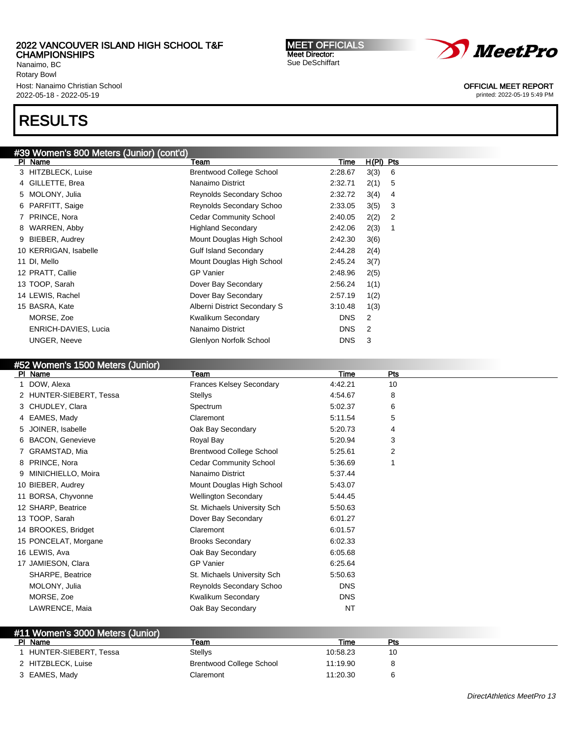2022 VANCOUVER ISLAND HIGH SCHOOL T&F CHAMPIONSHIPS
Nanaimo, BC
Rotary Bowl
Host: Nanaimo Christian School
2022-05-18 - 2022-05-19

MEET OFFICIALS
Meet Director:
Sue DeSchiffart

OFFICIAL MEET REPORT
printed: 2022-05-19 5:49 PM

# RESULTS

## #39 Women's 800 Meters (Junior) (cont'd)

| Pl | Name | Team | Time | H(Pl) | Pts |
|---|---|---|---|---|---|
| 3 | HITZBLECK, Luise | Brentwood College School | 2:28.67 | 3(3) | 6 |
| 4 | GILLETTE, Brea | Nanaimo District | 2:32.71 | 2(1) | 5 |
| 5 | MOLONY, Julia | Reynolds Secondary Schoo | 2:32.72 | 3(4) | 4 |
| 6 | PARFITT, Saige | Reynolds Secondary Schoo | 2:33.05 | 3(5) | 3 |
| 7 | PRINCE, Nora | Cedar Community School | 2:40.05 | 2(2) | 2 |
| 8 | WARREN, Abby | Highland Secondary | 2:42.06 | 2(3) | 1 |
| 9 | BIEBER, Audrey | Mount Douglas High School | 2:42.30 | 3(6) | |
| 10 | KERRIGAN, Isabelle | Gulf Island Secondary | 2:44.28 | 2(4) | |
| 11 | DI, Mello | Mount Douglas High School | 2:45.24 | 3(7) | |
| 12 | PRATT, Callie | GP Vanier | 2:48.96 | 2(5) | |
| 13 | TOOP, Sarah | Dover Bay Secondary | 2:56.24 | 1(1) | |
| 14 | LEWIS, Rachel | Dover Bay Secondary | 2:57.19 | 1(2) | |
| 15 | BASRA, Kate | Alberni District Secondary S | 3:10.48 | 1(3) | |
| | MORSE, Zoe | Kwalikum Secondary | DNS | 2 | |
| | ENRICH-DAVIES, Lucia | Nanaimo District | DNS | 2 | |
| | UNGER, Neeve | Glenlyon Norfolk School | DNS | 3 | |

## #52 Women's 1500 Meters (Junior)

| Pl | Name | Team | Time | Pts |
|---|---|---|---|---|
| 1 | DOW, Alexa | Frances Kelsey Secondary | 4:42.21 | 10 |
| 2 | HUNTER-SIEBERT, Tessa | Stellys | 4:54.67 | 8 |
| 3 | CHUDLEY, Clara | Spectrum | 5:02.37 | 6 |
| 4 | EAMES, Mady | Claremont | 5:11.54 | 5 |
| 5 | JOINER, Isabelle | Oak Bay Secondary | 5:20.73 | 4 |
| 6 | BACON, Genevieve | Royal Bay | 5:20.94 | 3 |
| 7 | GRAMSTAD, Mia | Brentwood College School | 5:25.61 | 2 |
| 8 | PRINCE, Nora | Cedar Community School | 5:36.69 | 1 |
| 9 | MINICHIELLO, Moira | Nanaimo District | 5:37.44 | |
| 10 | BIEBER, Audrey | Mount Douglas High School | 5:43.07 | |
| 11 | BORSA, Chyvonne | Wellington Secondary | 5:44.45 | |
| 12 | SHARP, Beatrice | St. Michaels University Sch | 5:50.63 | |
| 13 | TOOP, Sarah | Dover Bay Secondary | 6:01.27 | |
| 14 | BROOKES, Bridget | Claremont | 6:01.57 | |
| 15 | PONCELAT, Morgane | Brooks Secondary | 6:02.33 | |
| 16 | LEWIS, Ava | Oak Bay Secondary | 6:05.68 | |
| 17 | JAMIESON, Clara | GP Vanier | 6:25.64 | |
| | SHARPE, Beatrice | St. Michaels University Sch | 5:50.63 | |
| | MOLONY, Julia | Reynolds Secondary Schoo | DNS | |
| | MORSE, Zoe | Kwalikum Secondary | DNS | |
| | LAWRENCE, Maia | Oak Bay Secondary | NT | |

## #11 Women's 3000 Meters (Junior)

| Pl | Name | Team | Time | Pts |
|---|---|---|---|---|
| 1 | HUNTER-SIEBERT, Tessa | Stellys | 10:58.23 | 10 |
| 2 | HITZBLECK, Luise | Brentwood College School | 11:19.90 | 8 |
| 3 | EAMES, Mady | Claremont | 11:20.30 | 6 |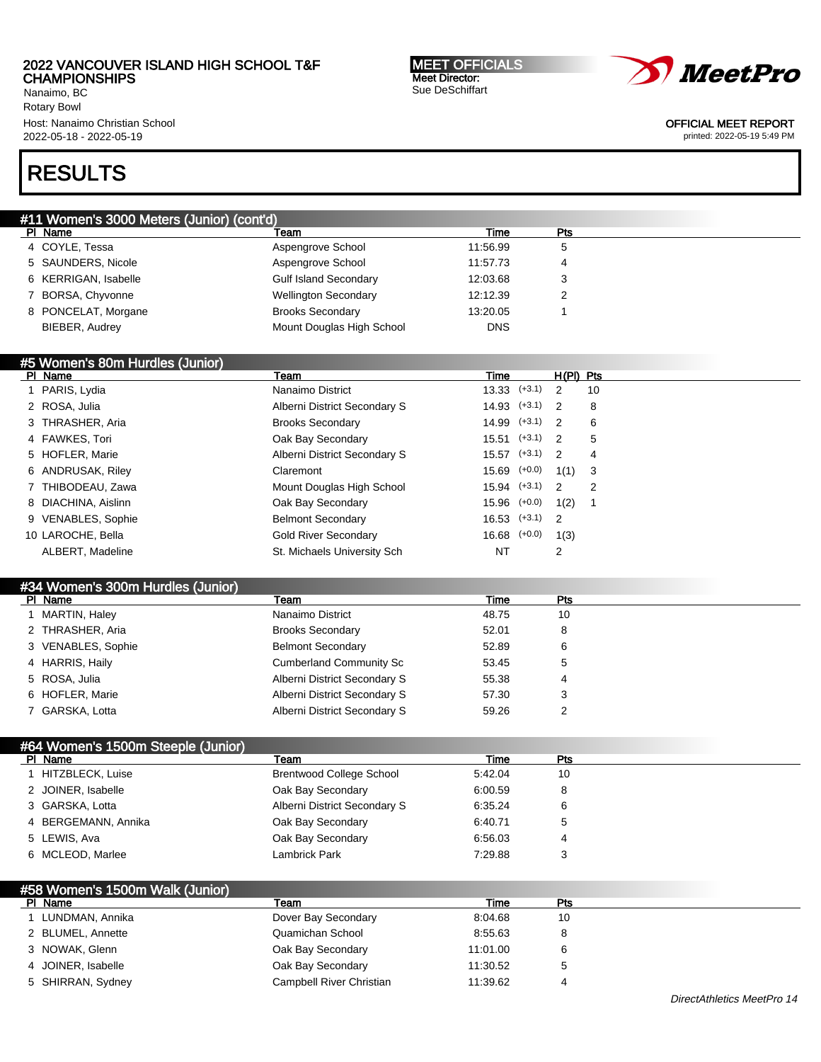# RESULTS

## #11 Women's 3000 Meters (Junior) (cont'd)

| Pl | Name | Team | Time | Pts |
|---|---|---|---|---|
| 4 | COYLE, Tessa | Aspengrove School | 11:56.99 | 5 |
| 5 | SAUNDERS, Nicole | Aspengrove School | 11:57.73 | 4 |
| 6 | KERRIGAN, Isabelle | Gulf Island Secondary | 12:03.68 | 3 |
| 7 | BORSA, Chyvonne | Wellington Secondary | 12:12.39 | 2 |
| 8 | PONCELAT, Morgane | Brooks Secondary | 13:20.05 | 1 |
| | BIEBER, Audrey | Mount Douglas High School | DNS | |

## #5 Women's 80m Hurdles (Junior)

| Pl | Name | Team | Time | | H(Pl) | Pts |
|---|---|---|---|---|---|---|
| 1 | PARIS, Lydia | Nanaimo District | 13.33 | (+3.1) | 2 | 10 |
| 2 | ROSA, Julia | Alberni District Secondary S | 14.93 | (+3.1) | 2 | 8 |
| 3 | THRASHER, Aria | Brooks Secondary | 14.99 | (+3.1) | 2 | 6 |
| 4 | FAWKES, Tori | Oak Bay Secondary | 15.51 | (+3.1) | 2 | 5 |
| 5 | HOFLER, Marie | Alberni District Secondary S | 15.57 | (+3.1) | 2 | 4 |
| 6 | ANDRUSAK, Riley | Claremont | 15.69 | (+0.0) | 1(1) | 3 |
| 7 | THIBODEAU, Zawa | Mount Douglas High School | 15.94 | (+3.1) | 2 | 2 |
| 8 | DIACHINA, Aislinn | Oak Bay Secondary | 15.96 | (+0.0) | 1(2) | 1 |
| 9 | VENABLES, Sophie | Belmont Secondary | 16.53 | (+3.1) | 2 | |
| 10 | LAROCHE, Bella | Gold River Secondary | 16.68 | (+0.0) | 1(3) | |
| | ALBERT, Madeline | St. Michaels University Sch | NT | | 2 | |

## #34 Women's 300m Hurdles (Junior)

| Pl | Name | Team | Time | Pts |
|---|---|---|---|---|
| 1 | MARTIN, Haley | Nanaimo District | 48.75 | 10 |
| 2 | THRASHER, Aria | Brooks Secondary | 52.01 | 8 |
| 3 | VENABLES, Sophie | Belmont Secondary | 52.89 | 6 |
| 4 | HARRIS, Haily | Cumberland Community Sc | 53.45 | 5 |
| 5 | ROSA, Julia | Alberni District Secondary S | 55.38 | 4 |
| 6 | HOFLER, Marie | Alberni District Secondary S | 57.30 | 3 |
| 7 | GARSKA, Lotta | Alberni District Secondary S | 59.26 | 2 |

## #64 Women's 1500m Steeple (Junior)

| Pl | Name | Team | Time | Pts |
|---|---|---|---|---|
| 1 | HITZBLECK, Luise | Brentwood College School | 5:42.04 | 10 |
| 2 | JOINER, Isabelle | Oak Bay Secondary | 6:00.59 | 8 |
| 3 | GARSKA, Lotta | Alberni District Secondary S | 6:35.24 | 6 |
| 4 | BERGEMANN, Annika | Oak Bay Secondary | 6:40.71 | 5 |
| 5 | LEWIS, Ava | Oak Bay Secondary | 6:56.03 | 4 |
| 6 | MCLEOD, Marlee | Lambrick Park | 7:29.88 | 3 |

## #58 Women's 1500m Walk (Junior)

| Pl | Name | Team | Time | Pts |
|---|---|---|---|---|
| 1 | LUNDMAN, Annika | Dover Bay Secondary | 8:04.68 | 10 |
| 2 | BLUMEL, Annette | Quamichan School | 8:55.63 | 8 |
| 3 | NOWAK, Glenn | Oak Bay Secondary | 11:01.00 | 6 |
| 4 | JOINER, Isabelle | Oak Bay Secondary | 11:30.52 | 5 |
| 5 | SHIRRAN, Sydney | Campbell River Christian | 11:39.62 | 4 |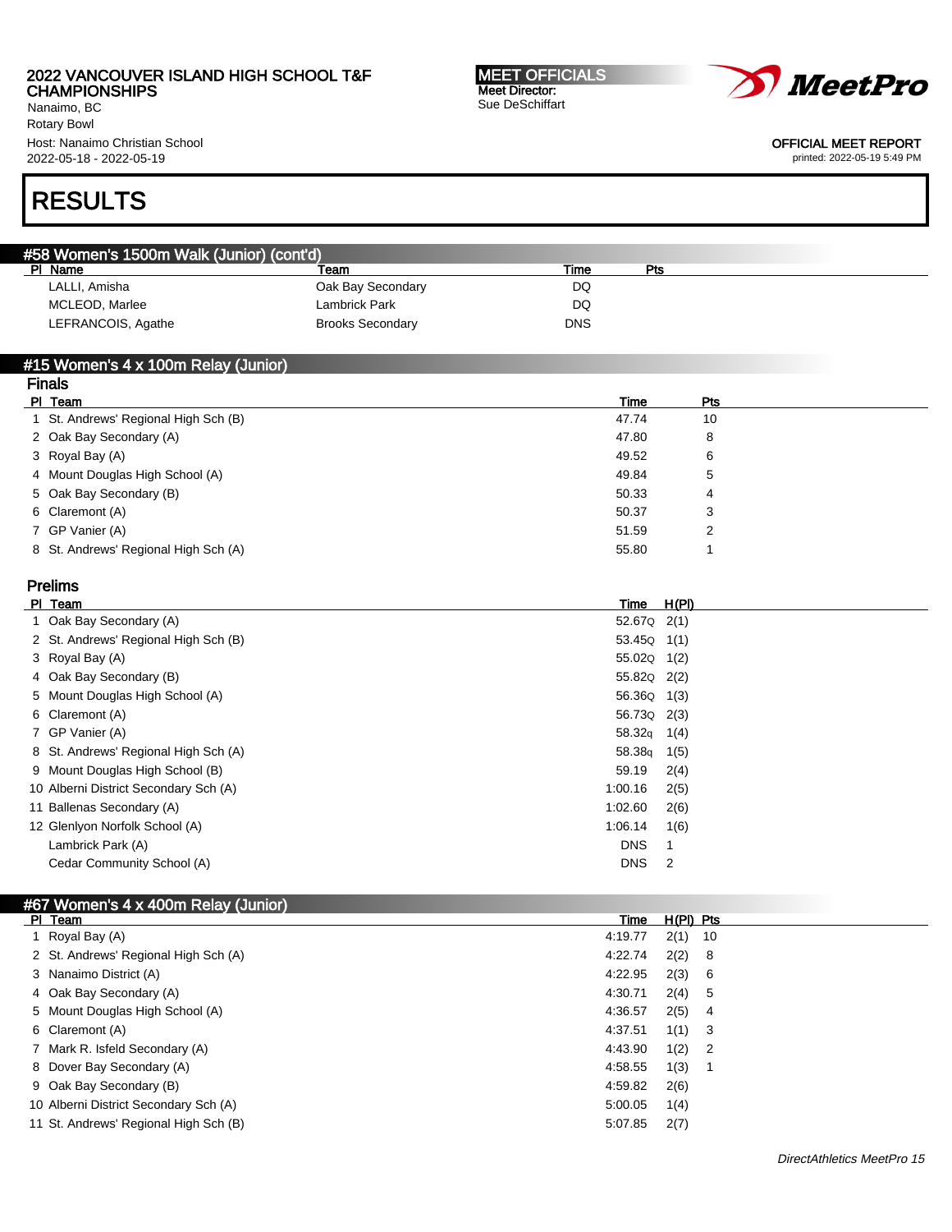2022 VANCOUVER ISLAND HIGH SCHOOL T&F CHAMPIONSHIPS
Nanaimo, BC
Rotary Bowl
Host: Nanaimo Christian School
2022-05-18 - 2022-05-19

**MEET OFFICIALS**
Meet Director:
Sue DeSchiffart

OFFICIAL MEET REPORT
printed: 2022-05-19 5:49 PM

# RESULTS

## #58 Women's 1500m Walk (Junior) (cont'd)

| Pl | Name | Team | Time | Pts |
|---|---|---|---|---|
| | LALLI, Amisha | Oak Bay Secondary | DQ | |
| | MCLEOD, Marlee | Lambrick Park | DQ | |
| | LEFRANCOIS, Agathe | Brooks Secondary | DNS | |

## #15 Women's 4 x 100m Relay (Junior)

### Finals

| Pl | Team | Time | Pts |
|---|---|---|---|
| 1 | St. Andrews' Regional High Sch (B) | 47.74 | 10 |
| 2 | Oak Bay Secondary (A) | 47.80 | 8 |
| 3 | Royal Bay (A) | 49.52 | 6 |
| 4 | Mount Douglas High School (A) | 49.84 | 5 |
| 5 | Oak Bay Secondary (B) | 50.33 | 4 |
| 6 | Claremont (A) | 50.37 | 3 |
| 7 | GP Vanier (A) | 51.59 | 2 |
| 8 | St. Andrews' Regional High Sch (A) | 55.80 | 1 |

### Prelims

| Pl | Team | Time | H(Pl) |
|---|---|---|---|
| 1 | Oak Bay Secondary (A) | 52.67Q | 2(1) |
| 2 | St. Andrews' Regional High Sch (B) | 53.45Q | 1(1) |
| 3 | Royal Bay (A) | 55.02Q | 1(2) |
| 4 | Oak Bay Secondary (B) | 55.82Q | 2(2) |
| 5 | Mount Douglas High School (A) | 56.36Q | 1(3) |
| 6 | Claremont (A) | 56.73Q | 2(3) |
| 7 | GP Vanier (A) | 58.32q | 1(4) |
| 8 | St. Andrews' Regional High Sch (A) | 58.38q | 1(5) |
| 9 | Mount Douglas High School (B) | 59.19 | 2(4) |
| 10 | Alberni District Secondary Sch (A) | 1:00.16 | 2(5) |
| 11 | Ballenas Secondary (A) | 1:02.60 | 2(6) |
| 12 | Glenlyon Norfolk School (A) | 1:06.14 | 1(6) |
| | Lambrick Park (A) | DNS | 1 |
| | Cedar Community School (A) | DNS | 2 |

## #67 Women's 4 x 400m Relay (Junior)

| Pl | Team | Time | H(Pl) | Pts |
|---|---|---|---|---|
| 1 | Royal Bay (A) | 4:19.77 | 2(1) | 10 |
| 2 | St. Andrews' Regional High Sch (A) | 4:22.74 | 2(2) | 8 |
| 3 | Nanaimo District (A) | 4:22.95 | 2(3) | 6 |
| 4 | Oak Bay Secondary (A) | 4:30.71 | 2(4) | 5 |
| 5 | Mount Douglas High School (A) | 4:36.57 | 2(5) | 4 |
| 6 | Claremont (A) | 4:37.51 | 1(1) | 3 |
| 7 | Mark R. Isfeld Secondary (A) | 4:43.90 | 1(2) | 2 |
| 8 | Dover Bay Secondary (A) | 4:58.55 | 1(3) | 1 |
| 9 | Oak Bay Secondary (B) | 4:59.82 | 2(6) | |
| 10 | Alberni District Secondary Sch (A) | 5:00.05 | 1(4) | |
| 11 | St. Andrews' Regional High Sch (B) | 5:07.85 | 2(7) | |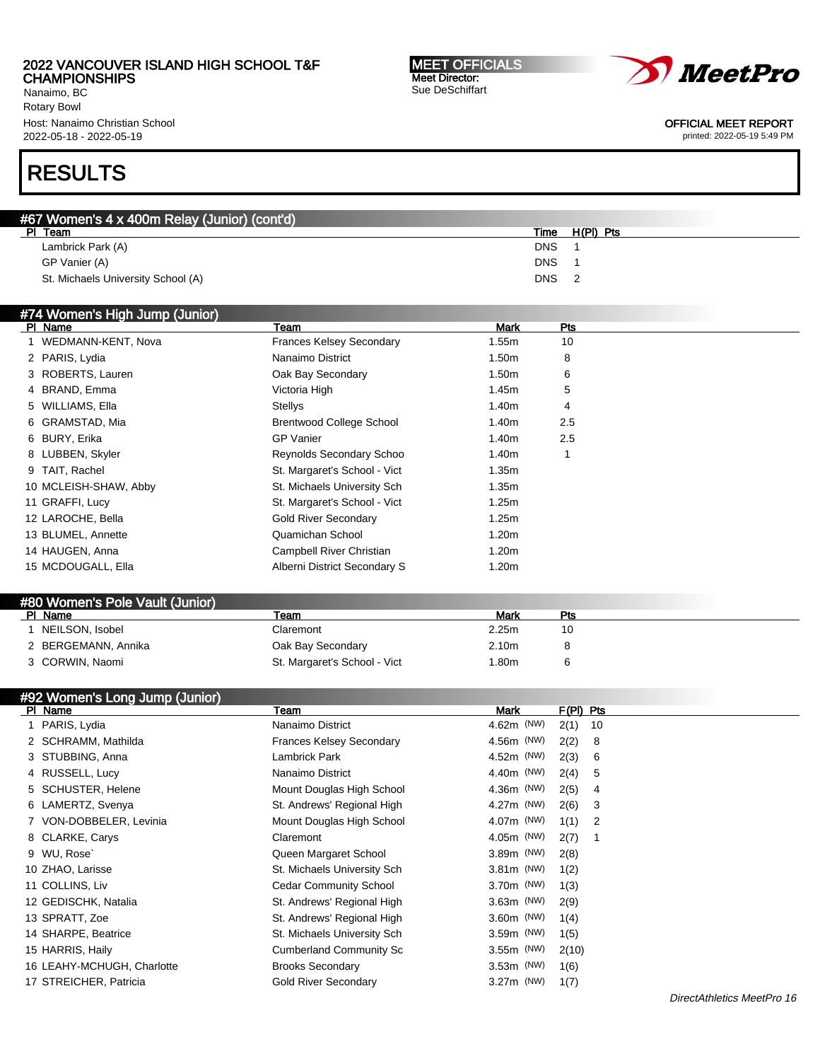2022 VANCOUVER ISLAND HIGH SCHOOL T&F CHAMPIONSHIPS
Nanaimo, BC
Rotary Bowl
Host: Nanaimo Christian School
2022-05-18 - 2022-05-19

**MEET OFFICIALS**
Meet Director:
Sue DeSchiffart

OFFICIAL MEET REPORT
printed: 2022-05-19 5:49 PM

# RESULTS

## #67 Women's 4 x 400m Relay (Junior) (cont'd)

| Pl | Team | Time | H(Pl) | Pts |
|---|---|---|---|---|
| | Lambrick Park (A) | DNS | 1 | |
| | GP Vanier (A) | DNS | 1 | |
| | St. Michaels University School (A) | DNS | 2 | |

## #74 Women's High Jump (Junior)

| Pl | Name | Team | Mark | Pts |
|---|---|---|---|---|
| 1 | WEDMANN-KENT, Nova | Frances Kelsey Secondary | 1.55m | 10 |
| 2 | PARIS, Lydia | Nanaimo District | 1.50m | 8 |
| 3 | ROBERTS, Lauren | Oak Bay Secondary | 1.50m | 6 |
| 4 | BRAND, Emma | Victoria High | 1.45m | 5 |
| 5 | WILLIAMS, Ella | Stellys | 1.40m | 4 |
| 6 | GRAMSTAD, Mia | Brentwood College School | 1.40m | 2.5 |
| 6 | BURY, Erika | GP Vanier | 1.40m | 2.5 |
| 8 | LUBBEN, Skyler | Reynolds Secondary Schoo | 1.40m | 1 |
| 9 | TAIT, Rachel | St. Margaret's School - Vict | 1.35m | |
| 10 | MCLEISH-SHAW, Abby | St. Michaels University Sch | 1.35m | |
| 11 | GRAFFI, Lucy | St. Margaret's School - Vict | 1.25m | |
| 12 | LAROCHE, Bella | Gold River Secondary | 1.25m | |
| 13 | BLUMEL, Annette | Quamichan School | 1.20m | |
| 14 | HAUGEN, Anna | Campbell River Christian | 1.20m | |
| 15 | MCDOUGALL, Ella | Alberni District Secondary S | 1.20m | |

## #80 Women's Pole Vault (Junior)

| Pl | Name | Team | Mark | Pts |
|---|---|---|---|---|
| 1 | NEILSON, Isobel | Claremont | 2.25m | 10 |
| 2 | BERGEMANN, Annika | Oak Bay Secondary | 2.10m | 8 |
| 3 | CORWIN, Naomi | St. Margaret's School - Vict | 1.80m | 6 |

## #92 Women's Long Jump (Junior)

| Pl | Name | Team | Mark | F(Pl) | Pts |
|---|---|---|---|---|---|
| 1 | PARIS, Lydia | Nanaimo District | 4.62m (NW) | 2(1) | 10 |
| 2 | SCHRAMM, Mathilda | Frances Kelsey Secondary | 4.56m (NW) | 2(2) | 8 |
| 3 | STUBBING, Anna | Lambrick Park | 4.52m (NW) | 2(3) | 6 |
| 4 | RUSSELL, Lucy | Nanaimo District | 4.40m (NW) | 2(4) | 5 |
| 5 | SCHUSTER, Helene | Mount Douglas High School | 4.36m (NW) | 2(5) | 4 |
| 6 | LAMERTZ, Svenya | St. Andrews' Regional High | 4.27m (NW) | 2(6) | 3 |
| 7 | VON-DOBBELER, Levinia | Mount Douglas High School | 4.07m (NW) | 1(1) | 2 |
| 8 | CLARKE, Carys | Claremont | 4.05m (NW) | 2(7) | 1 |
| 9 | WU, Rose` | Queen Margaret School | 3.89m (NW) | 2(8) | |
| 10 | ZHAO, Larisse | St. Michaels University Sch | 3.81m (NW) | 1(2) | |
| 11 | COLLINS, Liv | Cedar Community School | 3.70m (NW) | 1(3) | |
| 12 | GEDISCHK, Natalia | St. Andrews' Regional High | 3.63m (NW) | 2(9) | |
| 13 | SPRATT, Zoe | St. Andrews' Regional High | 3.60m (NW) | 1(4) | |
| 14 | SHARPE, Beatrice | St. Michaels University Sch | 3.59m (NW) | 1(5) | |
| 15 | HARRIS, Haily | Cumberland Community Sc | 3.55m (NW) | 2(10) | |
| 16 | LEAHY-MCHUGH, Charlotte | Brooks Secondary | 3.53m (NW) | 1(6) | |
| 17 | STREICHER, Patricia | Gold River Secondary | 3.27m (NW) | 1(7) | |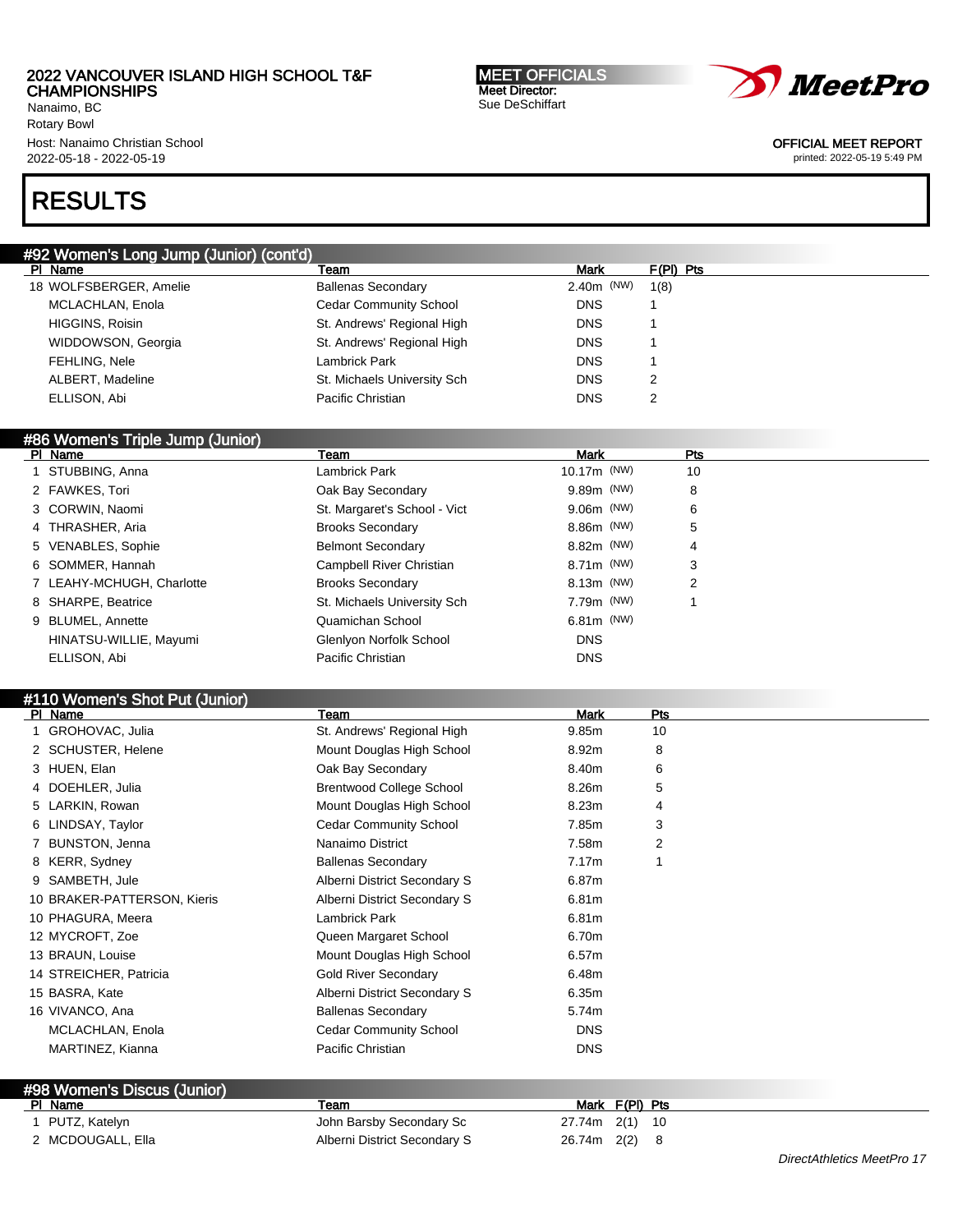# 2022 VANCOUVER ISLAND HIGH SCHOOL T&F CHAMPIONSHIPS

Nanaimo, BC
Rotary Bowl
Host: Nanaimo Christian School
2022-05-18 - 2022-05-19

**MEET OFFICIALS**
Meet Director:
Sue DeSchiffart

OFFICIAL MEET REPORT
printed: 2022-05-19 5:49 PM

# RESULTS

## #92 Women's Long Jump (Junior) (cont'd)

| Pl | Name | Team | Mark | F(Pl) | Pts |
|---|---|---|---|---|---|
| 18 | WOLFSBERGER, Amelie | Ballenas Secondary | 2.40m (NW) | 1(8) | |
| | MCLACHLAN, Enola | Cedar Community School | DNS | 1 | |
| | HIGGINS, Roisin | St. Andrews' Regional High | DNS | 1 | |
| | WIDDOWSON, Georgia | St. Andrews' Regional High | DNS | 1 | |
| | FEHLING, Nele | Lambrick Park | DNS | 1 | |
| | ALBERT, Madeline | St. Michaels University Sch | DNS | 2 | |
| | ELLISON, Abi | Pacific Christian | DNS | 2 | |

## #86 Women's Triple Jump (Junior)

| Pl | Name | Team | Mark | Pts |
|---|---|---|---|---|
| 1 | STUBBING, Anna | Lambrick Park | 10.17m (NW) | 10 |
| 2 | FAWKES, Tori | Oak Bay Secondary | 9.89m (NW) | 8 |
| 3 | CORWIN, Naomi | St. Margaret's School - Vict | 9.06m (NW) | 6 |
| 4 | THRASHER, Aria | Brooks Secondary | 8.86m (NW) | 5 |
| 5 | VENABLES, Sophie | Belmont Secondary | 8.82m (NW) | 4 |
| 6 | SOMMER, Hannah | Campbell River Christian | 8.71m (NW) | 3 |
| 7 | LEAHY-MCHUGH, Charlotte | Brooks Secondary | 8.13m (NW) | 2 |
| 8 | SHARPE, Beatrice | St. Michaels University Sch | 7.79m (NW) | 1 |
| 9 | BLUMEL, Annette | Quamichan School | 6.81m (NW) | |
| | HINATSU-WILLIE, Mayumi | Glenlyon Norfolk School | DNS | |
| | ELLISON, Abi | Pacific Christian | DNS | |

## #110 Women's Shot Put (Junior)

| Pl | Name | Team | Mark | Pts |
|---|---|---|---|---|
| 1 | GROHOVAC, Julia | St. Andrews' Regional High | 9.85m | 10 |
| 2 | SCHUSTER, Helene | Mount Douglas High School | 8.92m | 8 |
| 3 | HUEN, Elan | Oak Bay Secondary | 8.40m | 6 |
| 4 | DOEHLER, Julia | Brentwood College School | 8.26m | 5 |
| 5 | LARKIN, Rowan | Mount Douglas High School | 8.23m | 4 |
| 6 | LINDSAY, Taylor | Cedar Community School | 7.85m | 3 |
| 7 | BUNSTON, Jenna | Nanaimo District | 7.58m | 2 |
| 8 | KERR, Sydney | Ballenas Secondary | 7.17m | 1 |
| 9 | SAMBETH, Jule | Alberni District Secondary S | 6.87m | |
| 10 | BRAKER-PATTERSON, Kieris | Alberni District Secondary S | 6.81m | |
| 10 | PHAGURA, Meera | Lambrick Park | 6.81m | |
| 12 | MYCROFT, Zoe | Queen Margaret School | 6.70m | |
| 13 | BRAUN, Louise | Mount Douglas High School | 6.57m | |
| 14 | STREICHER, Patricia | Gold River Secondary | 6.48m | |
| 15 | BASRA, Kate | Alberni District Secondary S | 6.35m | |
| 16 | VIVANCO, Ana | Ballenas Secondary | 5.74m | |
| | MCLACHLAN, Enola | Cedar Community School | DNS | |
| | MARTINEZ, Kianna | Pacific Christian | DNS | |

## #98 Women's Discus (Junior)

| Pl | Name | Team | Mark | F(Pl) | Pts |
|---|---|---|---|---|---|
| 1 | PUTZ, Katelyn | John Barsby Secondary Sc | 27.74m | 2(1) | 10 |
| 2 | MCDOUGALL, Ella | Alberni District Secondary S | 26.74m | 2(2) | 8 |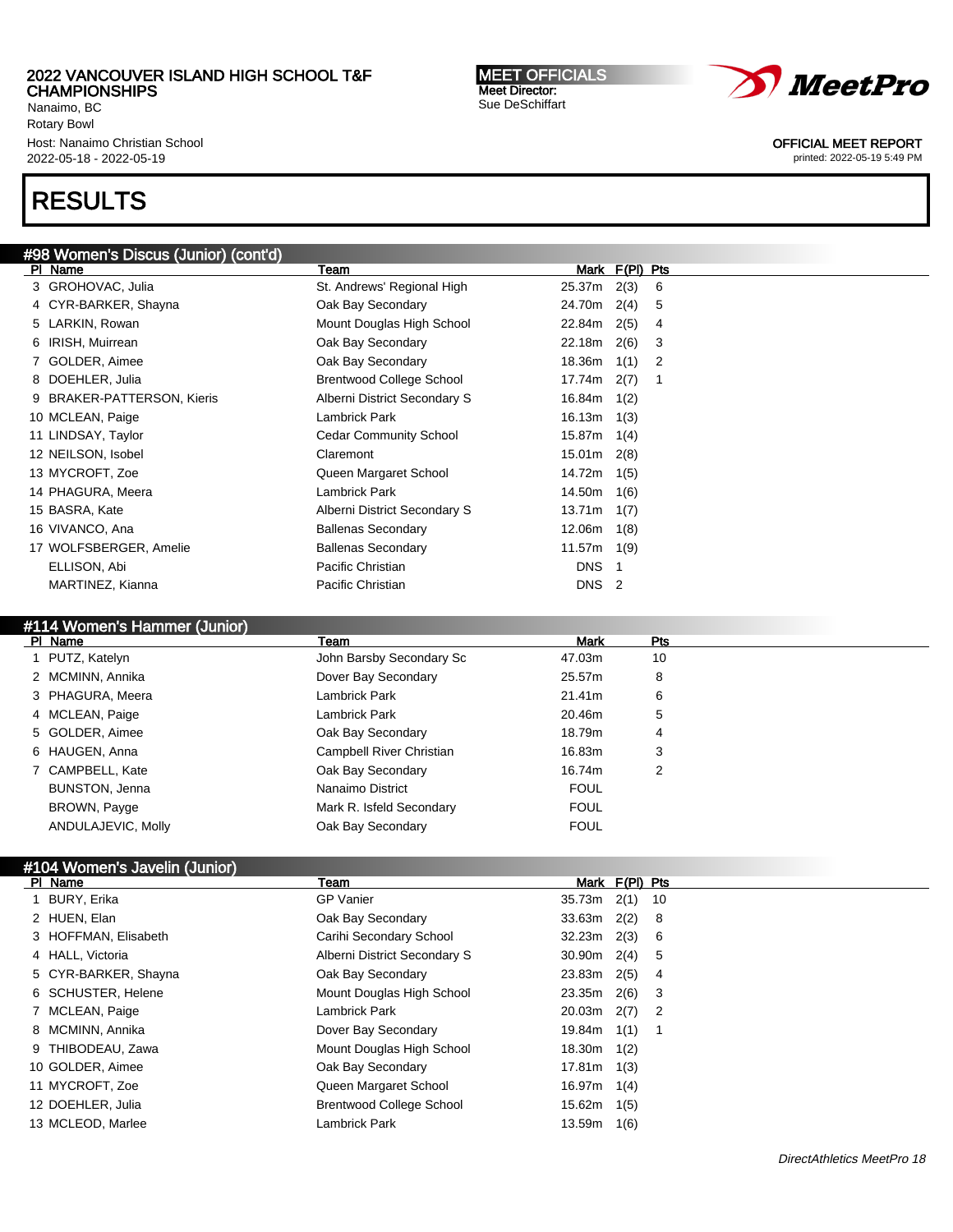# RESULTS

## #98 Women's Discus (Junior) (cont'd)

| Pl | Name | Team | Mark | F(Pl) | Pts |
|---|---|---|---|---|---|
| 3 | GROHOVAC, Julia | St. Andrews' Regional High | 25.37m | 2(3) | 6 |
| 4 | CYR-BARKER, Shayna | Oak Bay Secondary | 24.70m | 2(4) | 5 |
| 5 | LARKIN, Rowan | Mount Douglas High School | 22.84m | 2(5) | 4 |
| 6 | IRISH, Muirrean | Oak Bay Secondary | 22.18m | 2(6) | 3 |
| 7 | GOLDER, Aimee | Oak Bay Secondary | 18.36m | 1(1) | 2 |
| 8 | DOEHLER, Julia | Brentwood College School | 17.74m | 2(7) | 1 |
| 9 | BRAKER-PATTERSON, Kieris | Alberni District Secondary S | 16.84m | 1(2) | |
| 10 | MCLEAN, Paige | Lambrick Park | 16.13m | 1(3) | |
| 11 | LINDSAY, Taylor | Cedar Community School | 15.87m | 1(4) | |
| 12 | NEILSON, Isobel | Claremont | 15.01m | 2(8) | |
| 13 | MYCROFT, Zoe | Queen Margaret School | 14.72m | 1(5) | |
| 14 | PHAGURA, Meera | Lambrick Park | 14.50m | 1(6) | |
| 15 | BASRA, Kate | Alberni District Secondary S | 13.71m | 1(7) | |
| 16 | VIVANCO, Ana | Ballenas Secondary | 12.06m | 1(8) | |
| 17 | WOLFSBERGER, Amelie | Ballenas Secondary | 11.57m | 1(9) | |
| | ELLISON, Abi | Pacific Christian | DNS | 1 | |
| | MARTINEZ, Kianna | Pacific Christian | DNS | 2 | |

## #114 Women's Hammer (Junior)

| Pl | Name | Team | Mark | Pts |
|---|---|---|---|---|
| 1 | PUTZ, Katelyn | John Barsby Secondary Sc | 47.03m | 10 |
| 2 | MCMINN, Annika | Dover Bay Secondary | 25.57m | 8 |
| 3 | PHAGURA, Meera | Lambrick Park | 21.41m | 6 |
| 4 | MCLEAN, Paige | Lambrick Park | 20.46m | 5 |
| 5 | GOLDER, Aimee | Oak Bay Secondary | 18.79m | 4 |
| 6 | HAUGEN, Anna | Campbell River Christian | 16.83m | 3 |
| 7 | CAMPBELL, Kate | Oak Bay Secondary | 16.74m | 2 |
| | BUNSTON, Jenna | Nanaimo District | FOUL | |
| | BROWN, Payge | Mark R. Isfeld Secondary | FOUL | |
| | ANDULAJEVIC, Molly | Oak Bay Secondary | FOUL | |

## #104 Women's Javelin (Junior)

| Pl | Name | Team | Mark | F(Pl) | Pts |
|---|---|---|---|---|---|
| 1 | BURY, Erika | GP Vanier | 35.73m | 2(1) | 10 |
| 2 | HUEN, Elan | Oak Bay Secondary | 33.63m | 2(2) | 8 |
| 3 | HOFFMAN, Elisabeth | Carihi Secondary School | 32.23m | 2(3) | 6 |
| 4 | HALL, Victoria | Alberni District Secondary S | 30.90m | 2(4) | 5 |
| 5 | CYR-BARKER, Shayna | Oak Bay Secondary | 23.83m | 2(5) | 4 |
| 6 | SCHUSTER, Helene | Mount Douglas High School | 23.35m | 2(6) | 3 |
| 7 | MCLEAN, Paige | Lambrick Park | 20.03m | 2(7) | 2 |
| 8 | MCMINN, Annika | Dover Bay Secondary | 19.84m | 1(1) | 1 |
| 9 | THIBODEAU, Zawa | Mount Douglas High School | 18.30m | 1(2) | |
| 10 | GOLDER, Aimee | Oak Bay Secondary | 17.81m | 1(3) | |
| 11 | MYCROFT, Zoe | Queen Margaret School | 16.97m | 1(4) | |
| 12 | DOEHLER, Julia | Brentwood College School | 15.62m | 1(5) | |
| 13 | MCLEOD, Marlee | Lambrick Park | 13.59m | 1(6) | |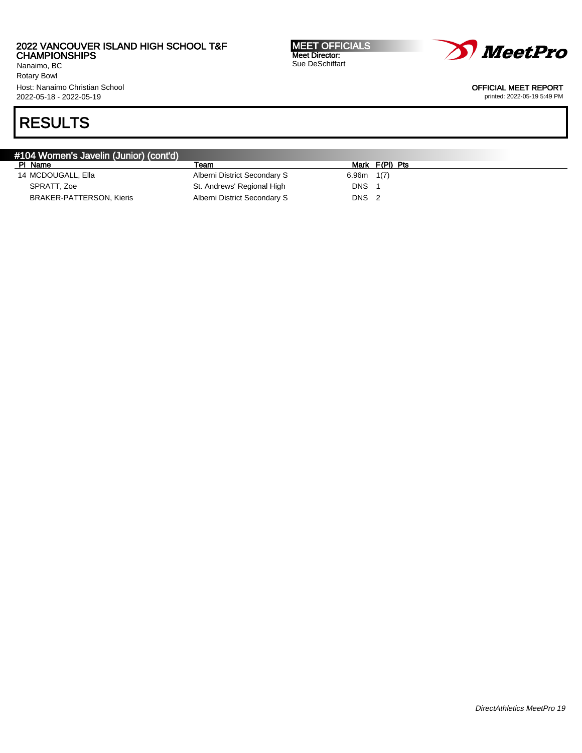## RESULTS

### #104 Women's Javelin (Junior) (cont'd)

| Pl | Name | Team | Mark | F(Pl) | Pts |
|---|---|---|---|---|---|
| 14 | MCDOUGALL, Ella | Alberni District Secondary S | 6.96m | 1(7) | |
| | SPRATT, Zoe | St. Andrews' Regional High | DNS | 1 | |
| | BRAKER-PATTERSON, Kieris | Alberni District Secondary S | DNS | 2 | |